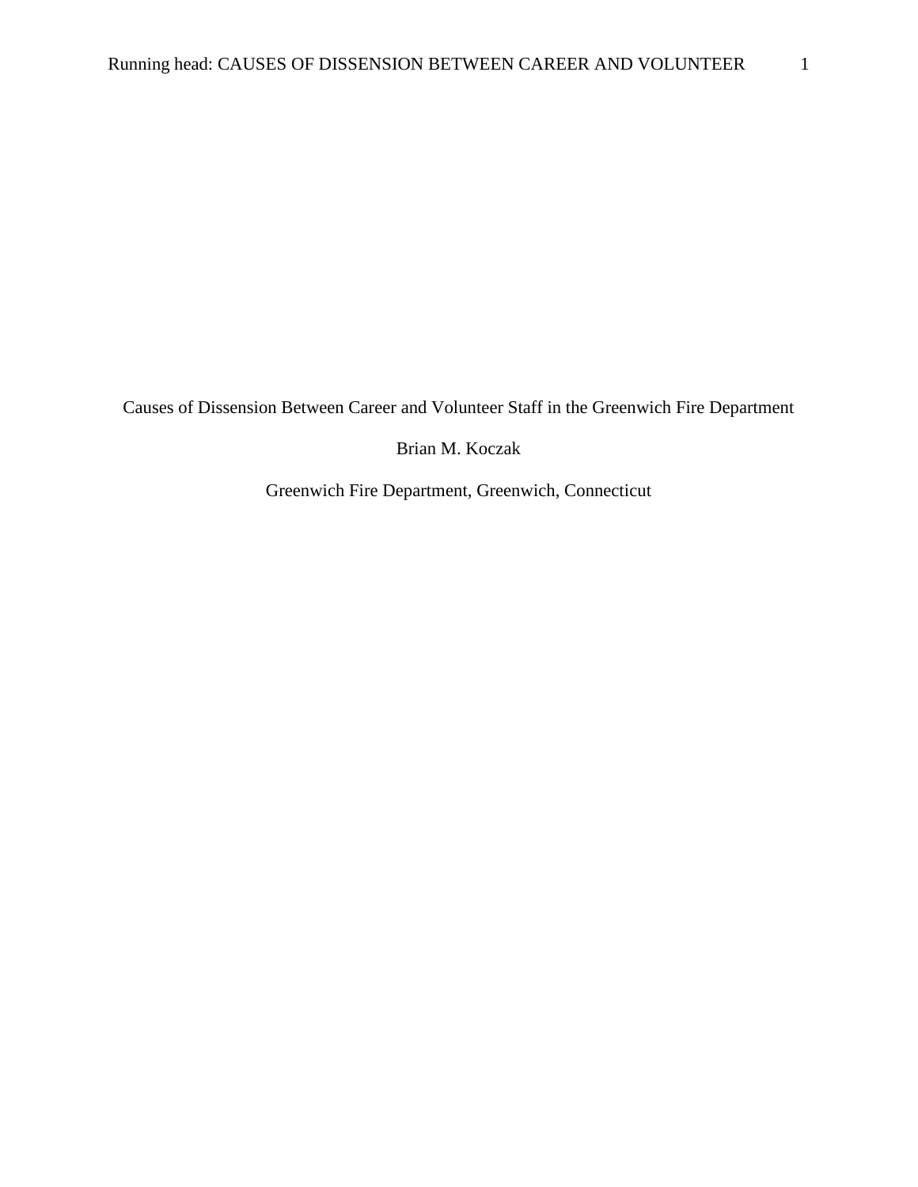Causes of Dissension Between Career and Volunteer Staff in the Greenwich Fire Department

Brian M. Koczak

Greenwich Fire Department, Greenwich, Connecticut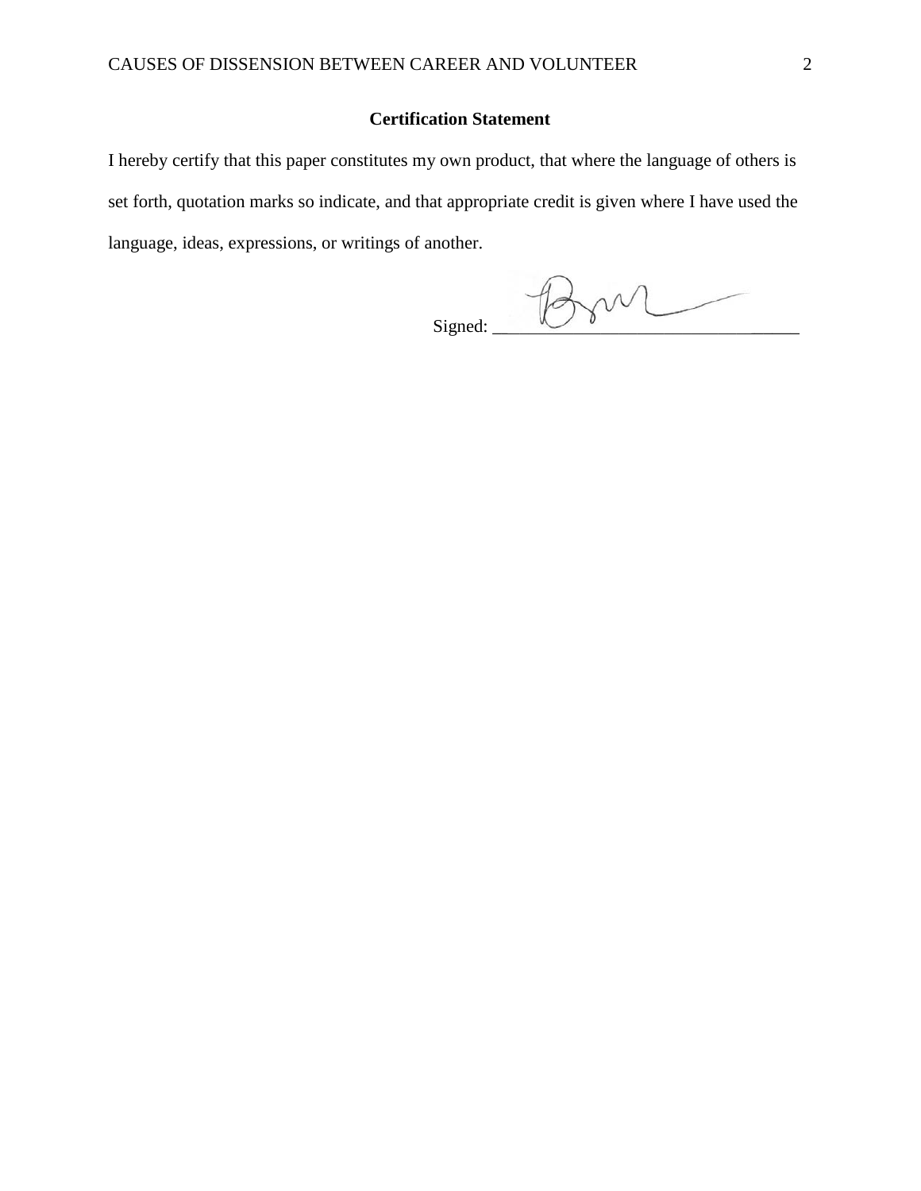**Certification Statement**

I hereby certify that this paper constitutes my own product, that where the language of others is set forth, quotation marks so indicate, and that appropriate credit is given where I have used the language, ideas, expressions, or writings of another.

Signed: ______________________________________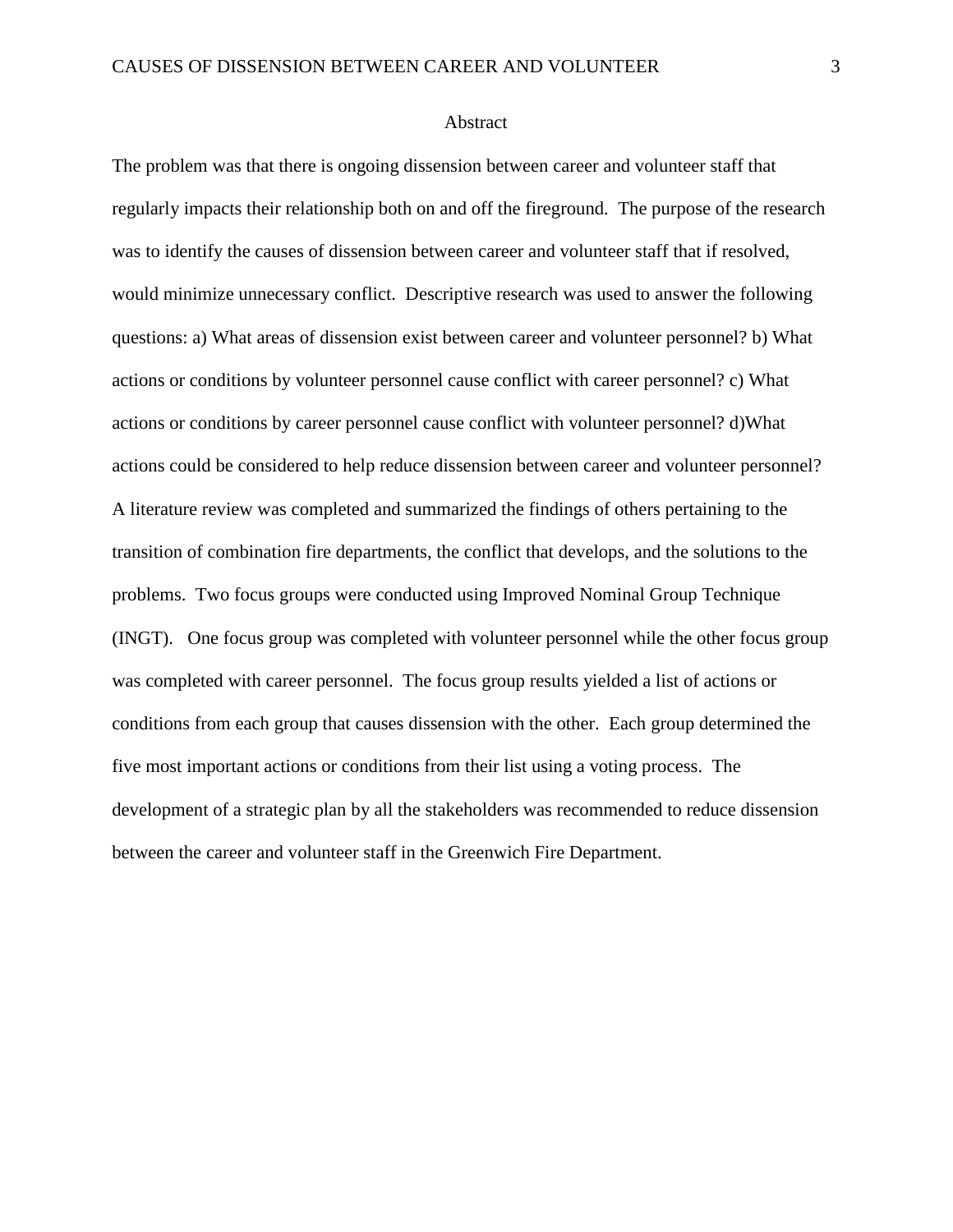## Abstract

The problem was that there is ongoing dissension between career and volunteer staff that regularly impacts their relationship both on and off the fireground. The purpose of the research was to identify the causes of dissension between career and volunteer staff that if resolved, would minimize unnecessary conflict. Descriptive research was used to answer the following questions: a) What areas of dissension exist between career and volunteer personnel? b) What actions or conditions by volunteer personnel cause conflict with career personnel? c) What actions or conditions by career personnel cause conflict with volunteer personnel? d)What actions could be considered to help reduce dissension between career and volunteer personnel? A literature review was completed and summarized the findings of others pertaining to the transition of combination fire departments, the conflict that develops, and the solutions to the problems. Two focus groups were conducted using Improved Nominal Group Technique (INGT). One focus group was completed with volunteer personnel while the other focus group was completed with career personnel. The focus group results yielded a list of actions or conditions from each group that causes dissension with the other. Each group determined the five most important actions or conditions from their list using a voting process. The development of a strategic plan by all the stakeholders was recommended to reduce dissension between the career and volunteer staff in the Greenwich Fire Department.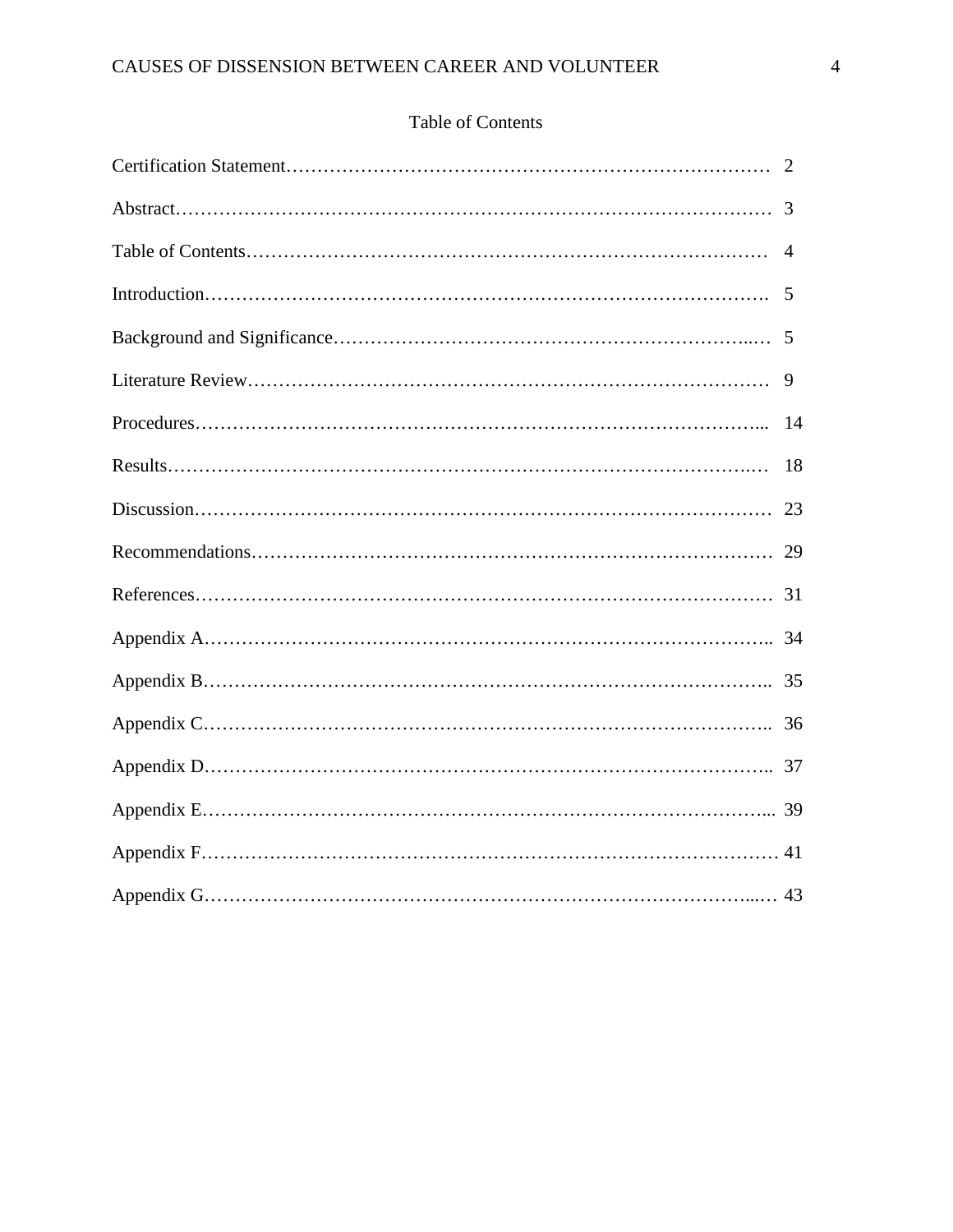# Table of Contents

| Section | Page |
| --- | --- |
| Certification Statement | 2 |
| Abstract | 3 |
| Table of Contents | 4 |
| Introduction | 5 |
| Background and Significance | 5 |
| Literature Review | 9 |
| Procedures | 14 |
| Results | 18 |
| Discussion | 23 |
| Recommendations | 29 |
| References | 31 |
| Appendix A | 34 |
| Appendix B | 35 |
| Appendix C | 36 |
| Appendix D | 37 |
| Appendix E | 39 |
| Appendix F | 41 |
| Appendix G | 43 |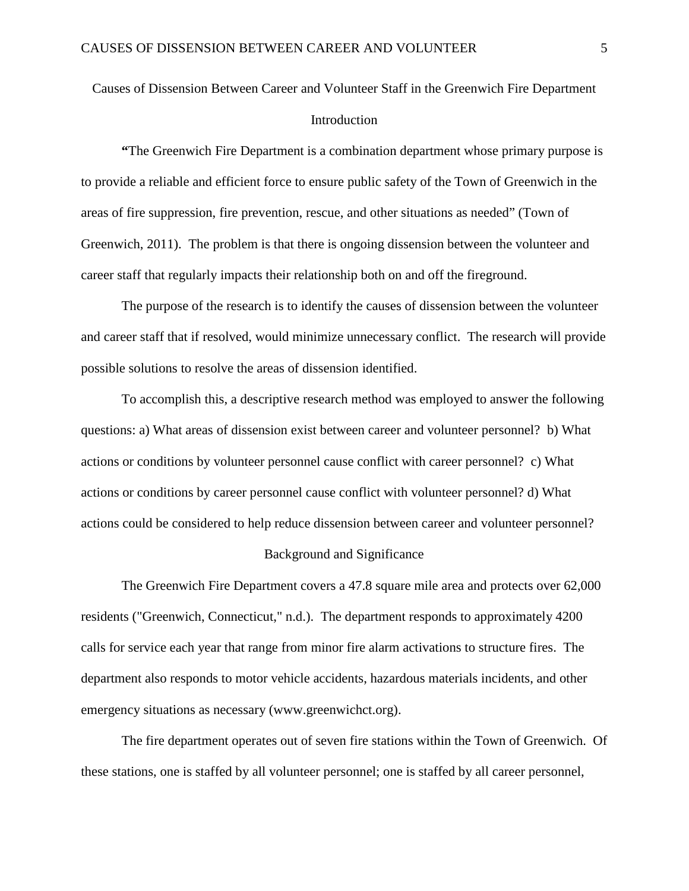# Causes of Dissension Between Career and Volunteer Staff in the Greenwich Fire Department

## Introduction

"The Greenwich Fire Department is a combination department whose primary purpose is to provide a reliable and efficient force to ensure public safety of the Town of Greenwich in the areas of fire suppression, fire prevention, rescue, and other situations as needed" (Town of Greenwich, 2011). The problem is that there is ongoing dissension between the volunteer and career staff that regularly impacts their relationship both on and off the fireground.

The purpose of the research is to identify the causes of dissension between the volunteer and career staff that if resolved, would minimize unnecessary conflict. The research will provide possible solutions to resolve the areas of dissension identified.

To accomplish this, a descriptive research method was employed to answer the following questions: a) What areas of dissension exist between career and volunteer personnel? b) What actions or conditions by volunteer personnel cause conflict with career personnel? c) What actions or conditions by career personnel cause conflict with volunteer personnel? d) What actions could be considered to help reduce dissension between career and volunteer personnel?

## Background and Significance

The Greenwich Fire Department covers a 47.8 square mile area and protects over 62,000 residents ("Greenwich, Connecticut," n.d.). The department responds to approximately 4200 calls for service each year that range from minor fire alarm activations to structure fires. The department also responds to motor vehicle accidents, hazardous materials incidents, and other emergency situations as necessary (www.greenwichct.org).

The fire department operates out of seven fire stations within the Town of Greenwich. Of these stations, one is staffed by all volunteer personnel; one is staffed by all career personnel,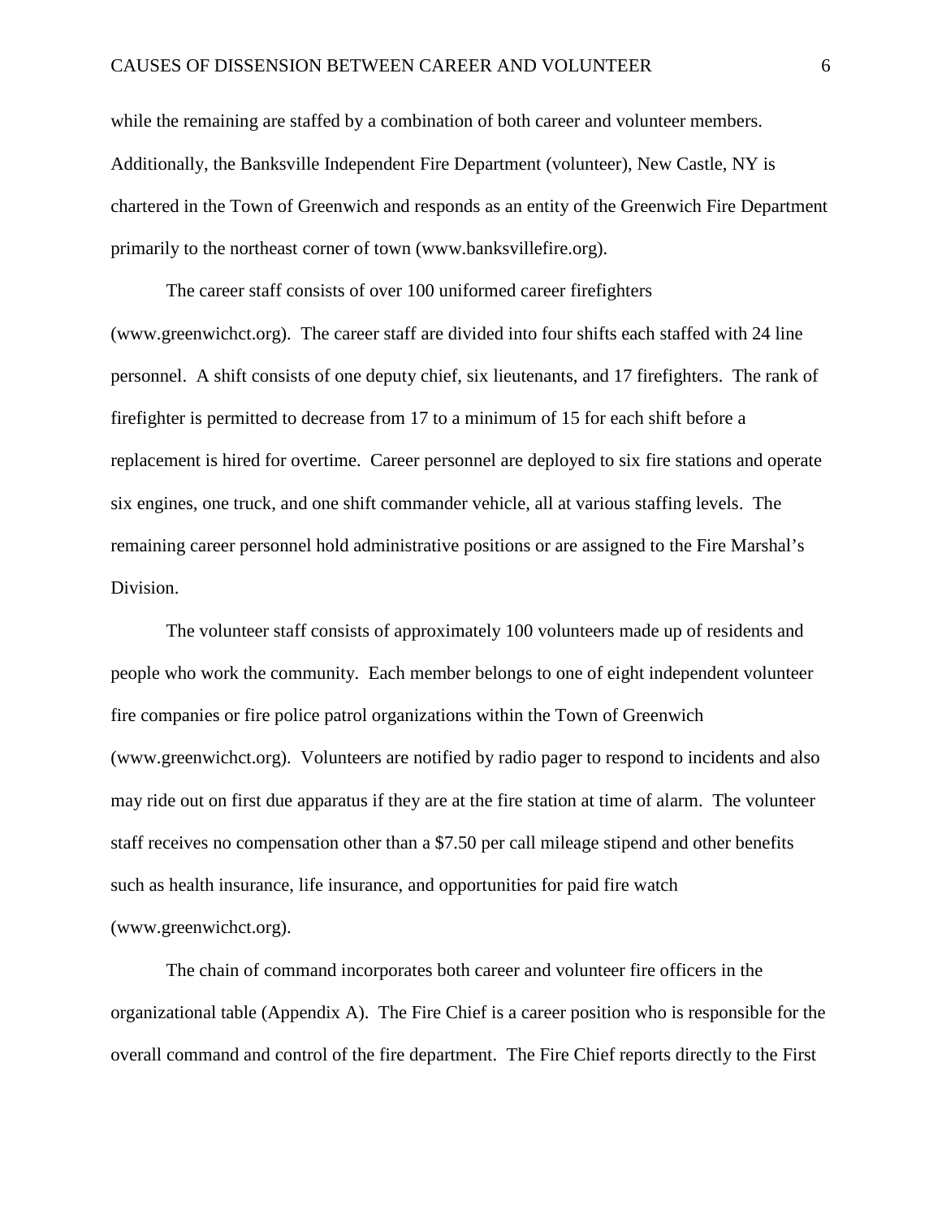while the remaining are staffed by a combination of both career and volunteer members. Additionally, the Banksville Independent Fire Department (volunteer), New Castle, NY is chartered in the Town of Greenwich and responds as an entity of the Greenwich Fire Department primarily to the northeast corner of town (www.banksvillefire.org).

The career staff consists of over 100 uniformed career firefighters (www.greenwichct.org). The career staff are divided into four shifts each staffed with 24 line personnel. A shift consists of one deputy chief, six lieutenants, and 17 firefighters. The rank of firefighter is permitted to decrease from 17 to a minimum of 15 for each shift before a replacement is hired for overtime. Career personnel are deployed to six fire stations and operate six engines, one truck, and one shift commander vehicle, all at various staffing levels. The remaining career personnel hold administrative positions or are assigned to the Fire Marshal's Division.

The volunteer staff consists of approximately 100 volunteers made up of residents and people who work the community. Each member belongs to one of eight independent volunteer fire companies or fire police patrol organizations within the Town of Greenwich (www.greenwichct.org). Volunteers are notified by radio pager to respond to incidents and also may ride out on first due apparatus if they are at the fire station at time of alarm. The volunteer staff receives no compensation other than a $7.50 per call mileage stipend and other benefits such as health insurance, life insurance, and opportunities for paid fire watch (www.greenwichct.org).

The chain of command incorporates both career and volunteer fire officers in the organizational table (Appendix A). The Fire Chief is a career position who is responsible for the overall command and control of the fire department. The Fire Chief reports directly to the First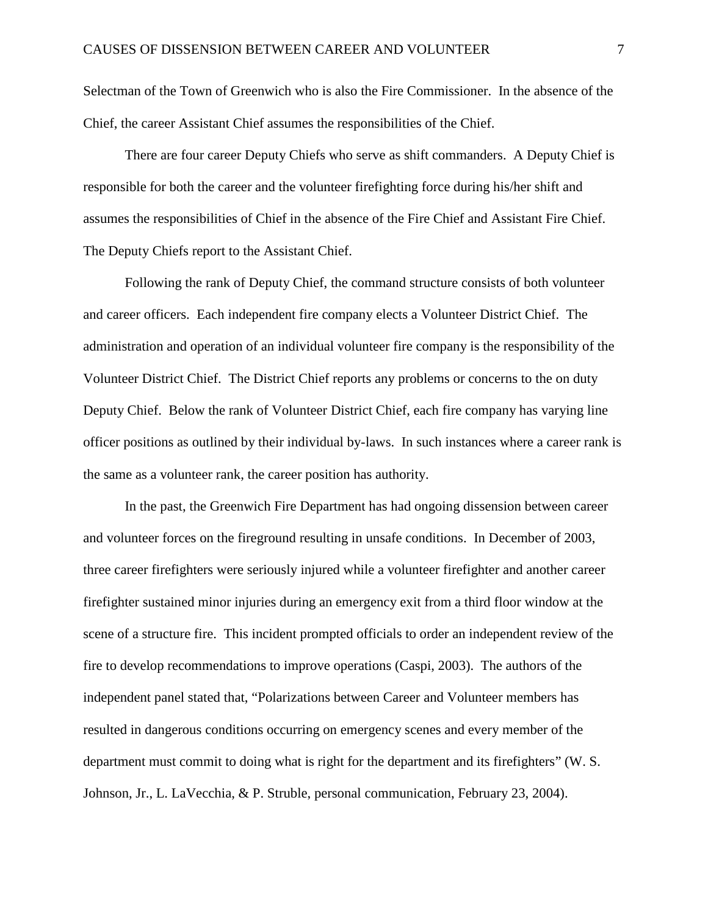Selectman of the Town of Greenwich who is also the Fire Commissioner. In the absence of the Chief, the career Assistant Chief assumes the responsibilities of the Chief.

There are four career Deputy Chiefs who serve as shift commanders. A Deputy Chief is responsible for both the career and the volunteer firefighting force during his/her shift and assumes the responsibilities of Chief in the absence of the Fire Chief and Assistant Fire Chief. The Deputy Chiefs report to the Assistant Chief.

Following the rank of Deputy Chief, the command structure consists of both volunteer and career officers. Each independent fire company elects a Volunteer District Chief. The administration and operation of an individual volunteer fire company is the responsibility of the Volunteer District Chief. The District Chief reports any problems or concerns to the on duty Deputy Chief. Below the rank of Volunteer District Chief, each fire company has varying line officer positions as outlined by their individual by-laws. In such instances where a career rank is the same as a volunteer rank, the career position has authority.

In the past, the Greenwich Fire Department has had ongoing dissension between career and volunteer forces on the fireground resulting in unsafe conditions. In December of 2003, three career firefighters were seriously injured while a volunteer firefighter and another career firefighter sustained minor injuries during an emergency exit from a third floor window at the scene of a structure fire. This incident prompted officials to order an independent review of the fire to develop recommendations to improve operations (Caspi, 2003). The authors of the independent panel stated that, "Polarizations between Career and Volunteer members has resulted in dangerous conditions occurring on emergency scenes and every member of the department must commit to doing what is right for the department and its firefighters" (W. S. Johnson, Jr., L. LaVecchia, & P. Struble, personal communication, February 23, 2004).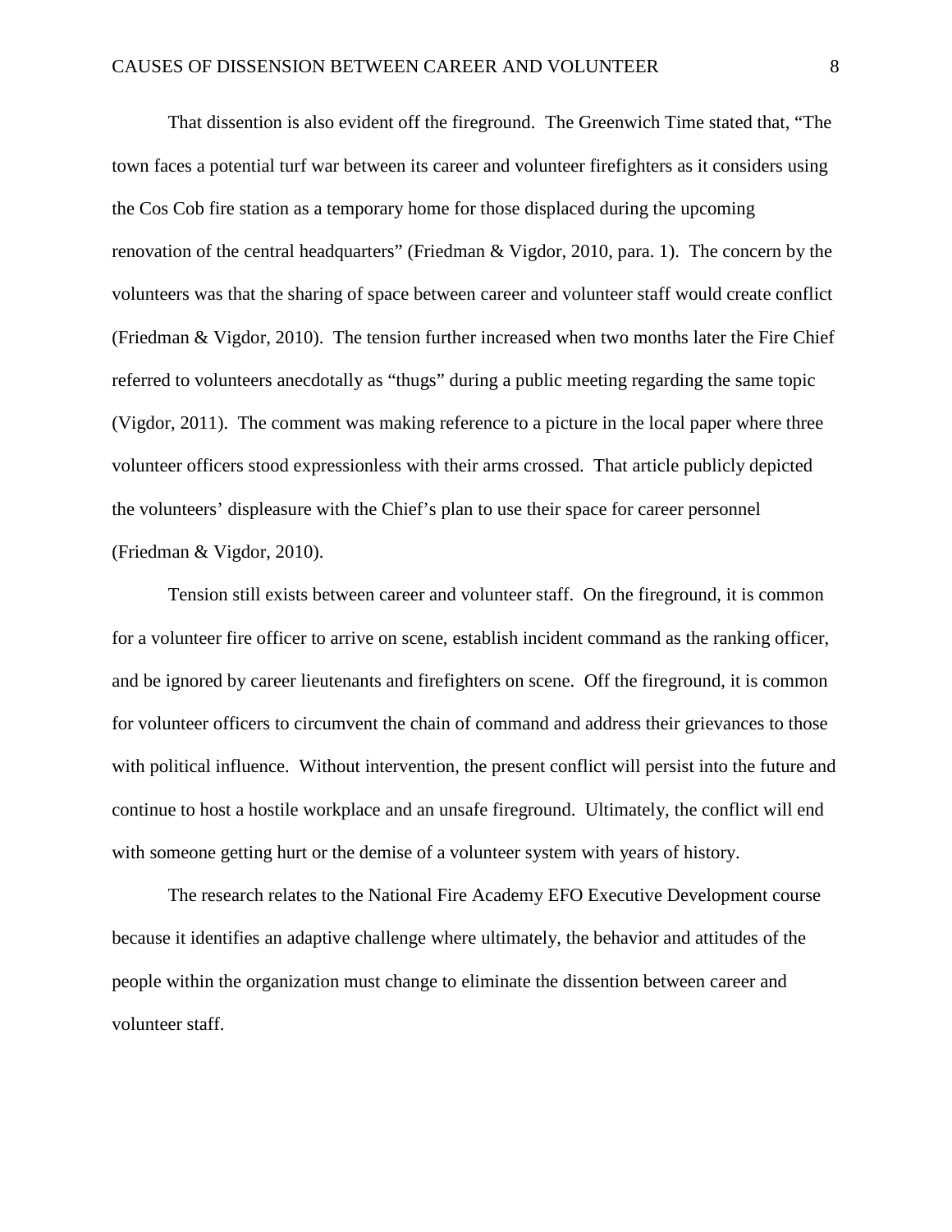That dissention is also evident off the fireground. The Greenwich Time stated that, "The town faces a potential turf war between its career and volunteer firefighters as it considers using the Cos Cob fire station as a temporary home for those displaced during the upcoming renovation of the central headquarters" (Friedman & Vigdor, 2010, para. 1). The concern by the volunteers was that the sharing of space between career and volunteer staff would create conflict (Friedman & Vigdor, 2010). The tension further increased when two months later the Fire Chief referred to volunteers anecdotally as "thugs" during a public meeting regarding the same topic (Vigdor, 2011). The comment was making reference to a picture in the local paper where three volunteer officers stood expressionless with their arms crossed. That article publicly depicted the volunteers' displeasure with the Chief's plan to use their space for career personnel (Friedman & Vigdor, 2010).

Tension still exists between career and volunteer staff. On the fireground, it is common for a volunteer fire officer to arrive on scene, establish incident command as the ranking officer, and be ignored by career lieutenants and firefighters on scene. Off the fireground, it is common for volunteer officers to circumvent the chain of command and address their grievances to those with political influence. Without intervention, the present conflict will persist into the future and continue to host a hostile workplace and an unsafe fireground. Ultimately, the conflict will end with someone getting hurt or the demise of a volunteer system with years of history.

The research relates to the National Fire Academy EFO Executive Development course because it identifies an adaptive challenge where ultimately, the behavior and attitudes of the people within the organization must change to eliminate the dissention between career and volunteer staff.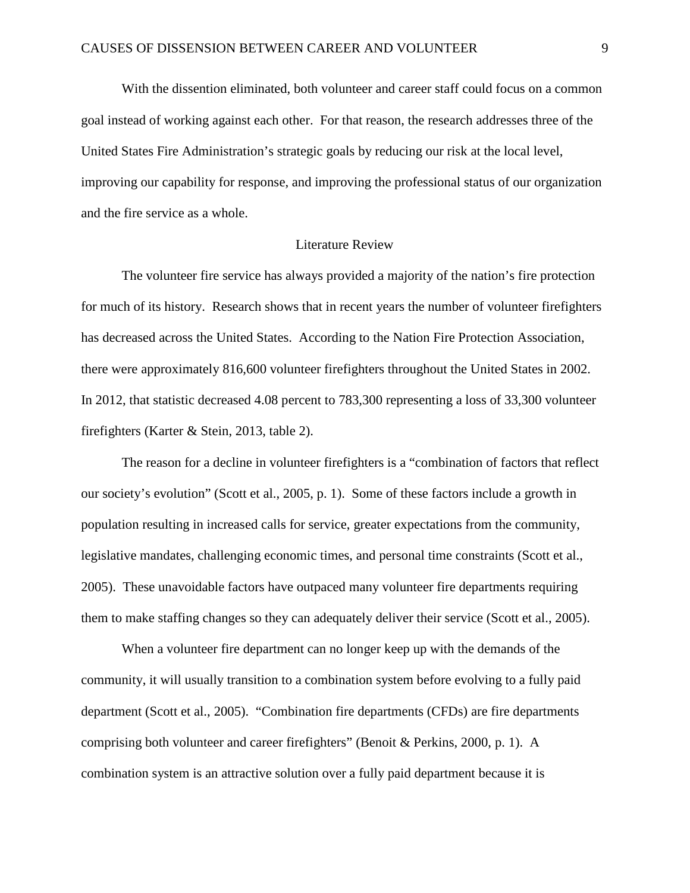With the dissention eliminated, both volunteer and career staff could focus on a common goal instead of working against each other. For that reason, the research addresses three of the United States Fire Administration's strategic goals by reducing our risk at the local level, improving our capability for response, and improving the professional status of our organization and the fire service as a whole.

## Literature Review

The volunteer fire service has always provided a majority of the nation's fire protection for much of its history. Research shows that in recent years the number of volunteer firefighters has decreased across the United States. According to the Nation Fire Protection Association, there were approximately 816,600 volunteer firefighters throughout the United States in 2002. In 2012, that statistic decreased 4.08 percent to 783,300 representing a loss of 33,300 volunteer firefighters (Karter & Stein, 2013, table 2).

The reason for a decline in volunteer firefighters is a "combination of factors that reflect our society's evolution" (Scott et al., 2005, p. 1). Some of these factors include a growth in population resulting in increased calls for service, greater expectations from the community, legislative mandates, challenging economic times, and personal time constraints (Scott et al., 2005). These unavoidable factors have outpaced many volunteer fire departments requiring them to make staffing changes so they can adequately deliver their service (Scott et al., 2005).

When a volunteer fire department can no longer keep up with the demands of the community, it will usually transition to a combination system before evolving to a fully paid department (Scott et al., 2005). "Combination fire departments (CFDs) are fire departments comprising both volunteer and career firefighters" (Benoit & Perkins, 2000, p. 1). A combination system is an attractive solution over a fully paid department because it is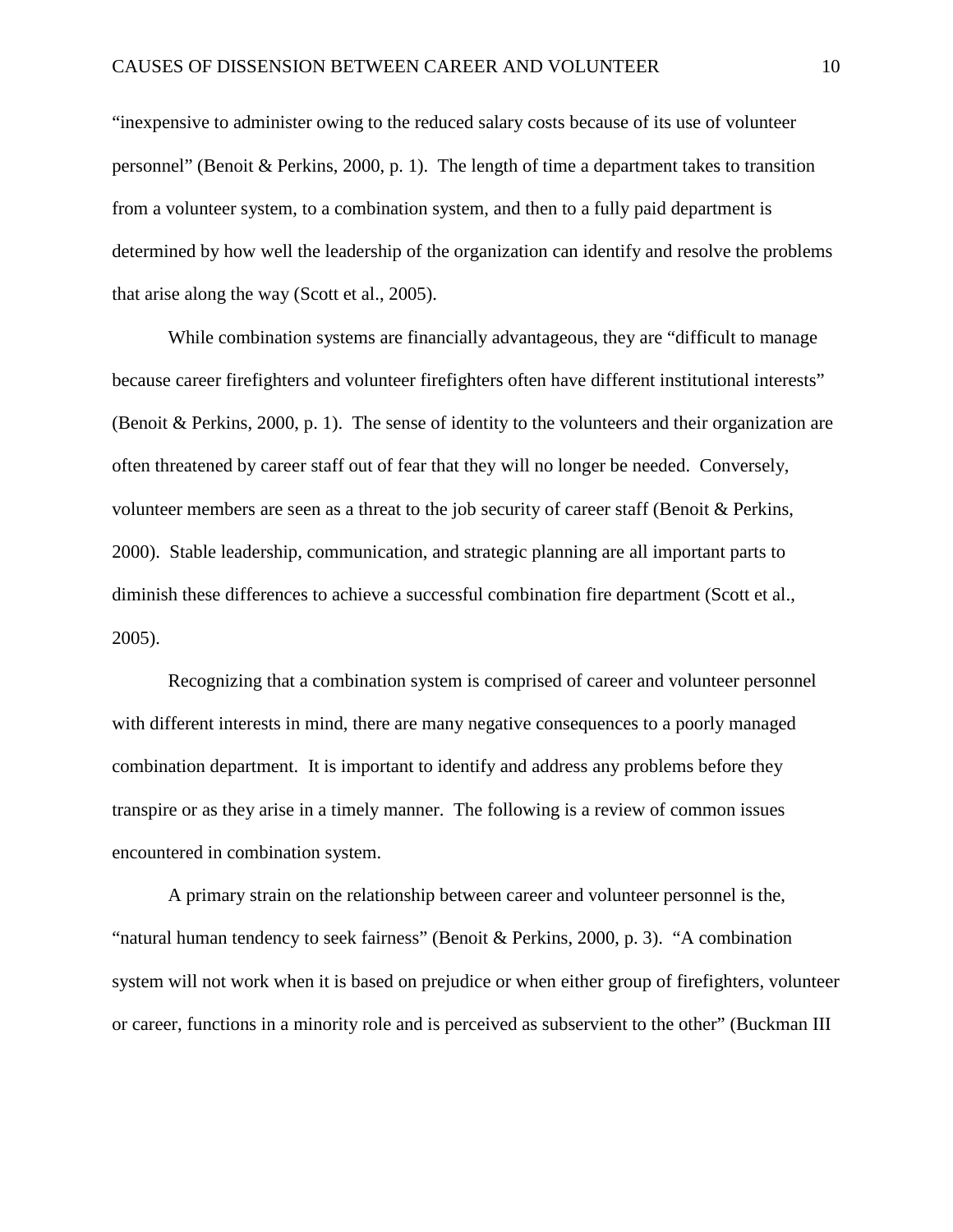"inexpensive to administer owing to the reduced salary costs because of its use of volunteer personnel" (Benoit & Perkins, 2000, p. 1). The length of time a department takes to transition from a volunteer system, to a combination system, and then to a fully paid department is determined by how well the leadership of the organization can identify and resolve the problems that arise along the way (Scott et al., 2005).

While combination systems are financially advantageous, they are "difficult to manage because career firefighters and volunteer firefighters often have different institutional interests" (Benoit & Perkins, 2000, p. 1). The sense of identity to the volunteers and their organization are often threatened by career staff out of fear that they will no longer be needed. Conversely, volunteer members are seen as a threat to the job security of career staff (Benoit & Perkins, 2000). Stable leadership, communication, and strategic planning are all important parts to diminish these differences to achieve a successful combination fire department (Scott et al., 2005).

Recognizing that a combination system is comprised of career and volunteer personnel with different interests in mind, there are many negative consequences to a poorly managed combination department. It is important to identify and address any problems before they transpire or as they arise in a timely manner. The following is a review of common issues encountered in combination system.

A primary strain on the relationship between career and volunteer personnel is the, "natural human tendency to seek fairness" (Benoit & Perkins, 2000, p. 3). "A combination system will not work when it is based on prejudice or when either group of firefighters, volunteer or career, functions in a minority role and is perceived as subservient to the other" (Buckman III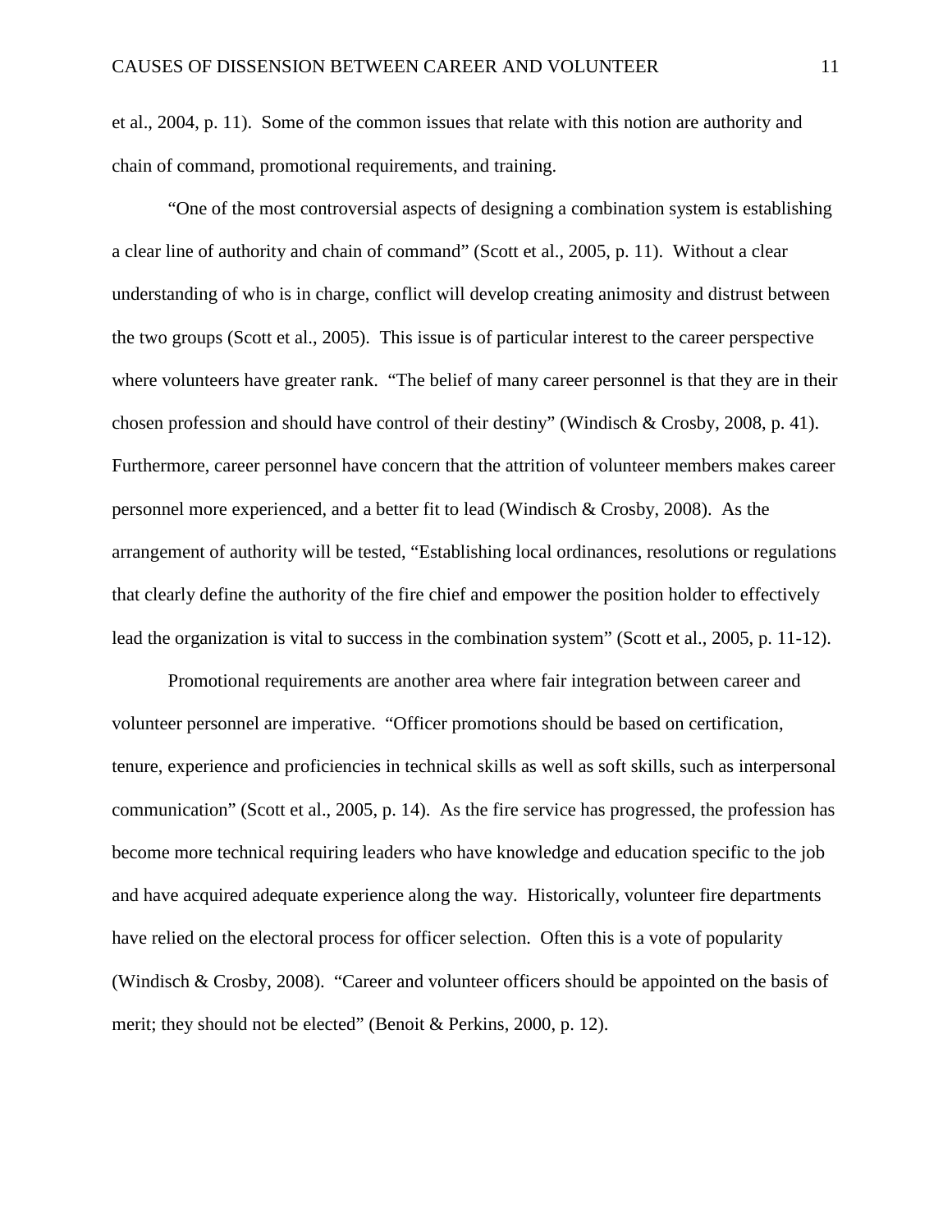et al., 2004, p. 11). Some of the common issues that relate with this notion are authority and chain of command, promotional requirements, and training.

"One of the most controversial aspects of designing a combination system is establishing a clear line of authority and chain of command" (Scott et al., 2005, p. 11). Without a clear understanding of who is in charge, conflict will develop creating animosity and distrust between the two groups (Scott et al., 2005). This issue is of particular interest to the career perspective where volunteers have greater rank. "The belief of many career personnel is that they are in their chosen profession and should have control of their destiny" (Windisch & Crosby, 2008, p. 41). Furthermore, career personnel have concern that the attrition of volunteer members makes career personnel more experienced, and a better fit to lead (Windisch & Crosby, 2008). As the arrangement of authority will be tested, "Establishing local ordinances, resolutions or regulations that clearly define the authority of the fire chief and empower the position holder to effectively lead the organization is vital to success in the combination system" (Scott et al., 2005, p. 11-12).

Promotional requirements are another area where fair integration between career and volunteer personnel are imperative. "Officer promotions should be based on certification, tenure, experience and proficiencies in technical skills as well as soft skills, such as interpersonal communication" (Scott et al., 2005, p. 14). As the fire service has progressed, the profession has become more technical requiring leaders who have knowledge and education specific to the job and have acquired adequate experience along the way. Historically, volunteer fire departments have relied on the electoral process for officer selection. Often this is a vote of popularity (Windisch & Crosby, 2008). "Career and volunteer officers should be appointed on the basis of merit; they should not be elected" (Benoit & Perkins, 2000, p. 12).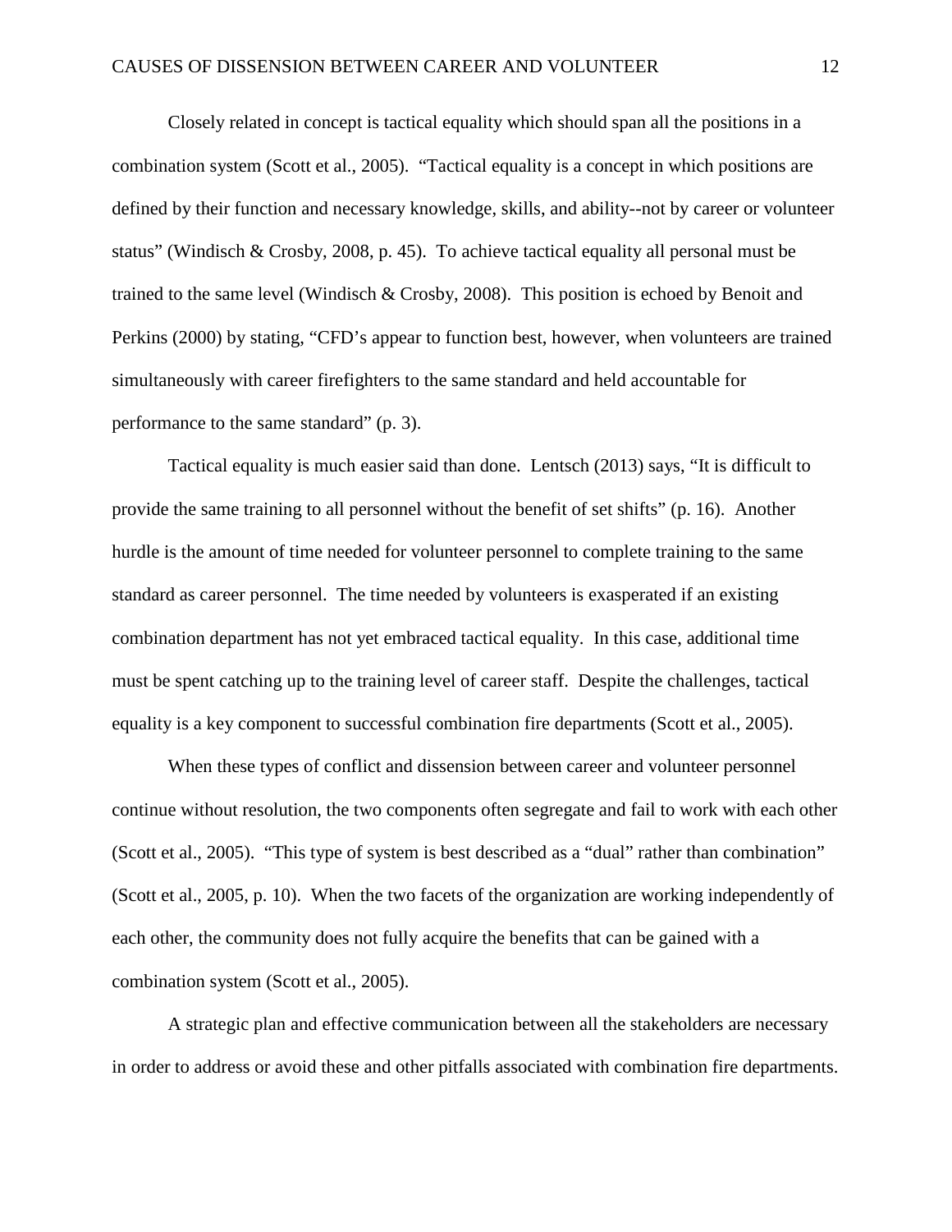Closely related in concept is tactical equality which should span all the positions in a combination system (Scott et al., 2005). "Tactical equality is a concept in which positions are defined by their function and necessary knowledge, skills, and ability--not by career or volunteer status" (Windisch & Crosby, 2008, p. 45). To achieve tactical equality all personal must be trained to the same level (Windisch & Crosby, 2008). This position is echoed by Benoit and Perkins (2000) by stating, "CFD's appear to function best, however, when volunteers are trained simultaneously with career firefighters to the same standard and held accountable for performance to the same standard" (p. 3).

Tactical equality is much easier said than done. Lentsch (2013) says, "It is difficult to provide the same training to all personnel without the benefit of set shifts" (p. 16). Another hurdle is the amount of time needed for volunteer personnel to complete training to the same standard as career personnel. The time needed by volunteers is exasperated if an existing combination department has not yet embraced tactical equality. In this case, additional time must be spent catching up to the training level of career staff. Despite the challenges, tactical equality is a key component to successful combination fire departments (Scott et al., 2005).

When these types of conflict and dissension between career and volunteer personnel continue without resolution, the two components often segregate and fail to work with each other (Scott et al., 2005). "This type of system is best described as a "dual" rather than combination" (Scott et al., 2005, p. 10). When the two facets of the organization are working independently of each other, the community does not fully acquire the benefits that can be gained with a combination system (Scott et al., 2005).

A strategic plan and effective communication between all the stakeholders are necessary in order to address or avoid these and other pitfalls associated with combination fire departments.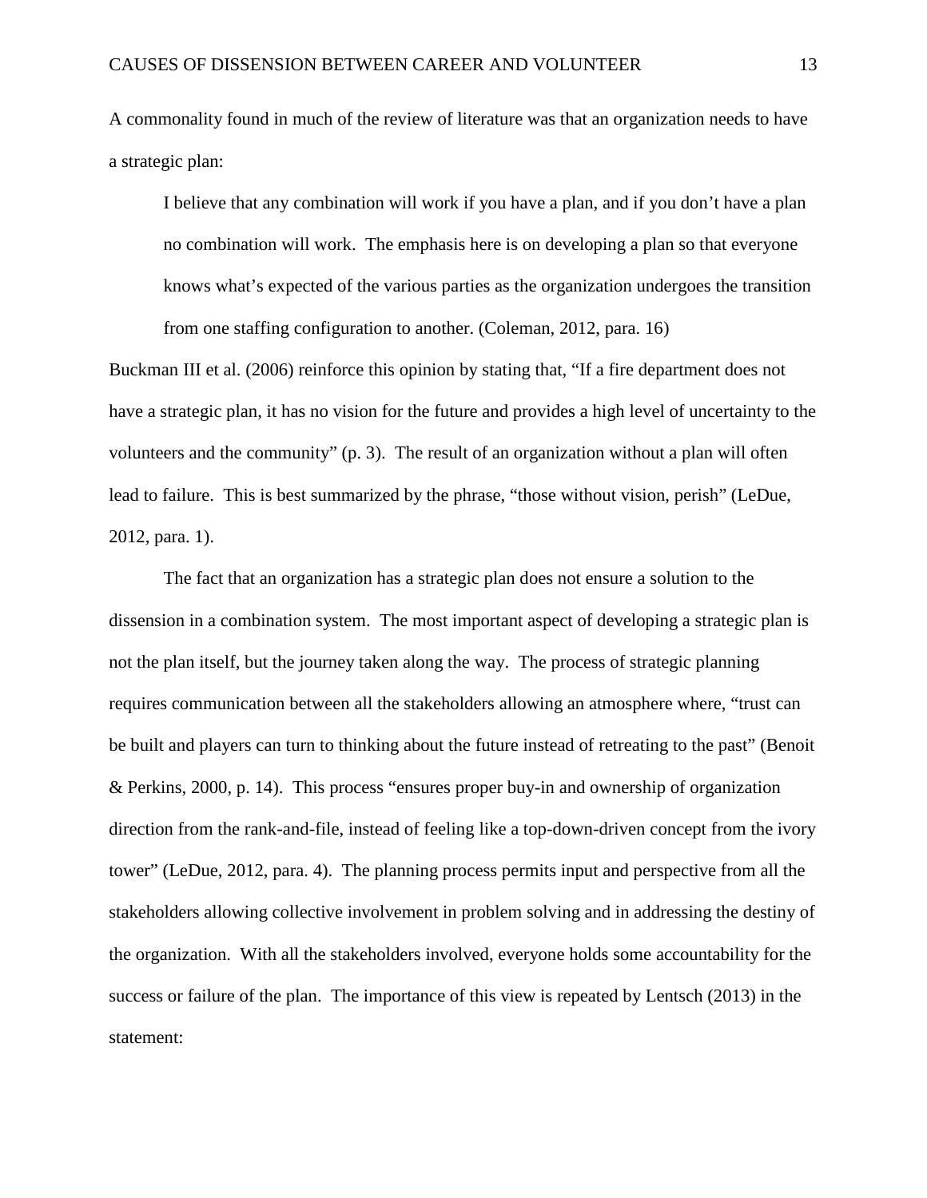A commonality found in much of the review of literature was that an organization needs to have a strategic plan:

> I believe that any combination will work if you have a plan, and if you don't have a plan no combination will work. The emphasis here is on developing a plan so that everyone knows what's expected of the various parties as the organization undergoes the transition from one staffing configuration to another. (Coleman, 2012, para. 16)

Buckman III et al. (2006) reinforce this opinion by stating that, "If a fire department does not have a strategic plan, it has no vision for the future and provides a high level of uncertainty to the volunteers and the community" (p. 3). The result of an organization without a plan will often lead to failure. This is best summarized by the phrase, "those without vision, perish" (LeDue, 2012, para. 1).

The fact that an organization has a strategic plan does not ensure a solution to the dissension in a combination system. The most important aspect of developing a strategic plan is not the plan itself, but the journey taken along the way. The process of strategic planning requires communication between all the stakeholders allowing an atmosphere where, "trust can be built and players can turn to thinking about the future instead of retreating to the past" (Benoit & Perkins, 2000, p. 14). This process "ensures proper buy-in and ownership of organization direction from the rank-and-file, instead of feeling like a top-down-driven concept from the ivory tower" (LeDue, 2012, para. 4). The planning process permits input and perspective from all the stakeholders allowing collective involvement in problem solving and in addressing the destiny of the organization. With all the stakeholders involved, everyone holds some accountability for the success or failure of the plan. The importance of this view is repeated by Lentsch (2013) in the statement: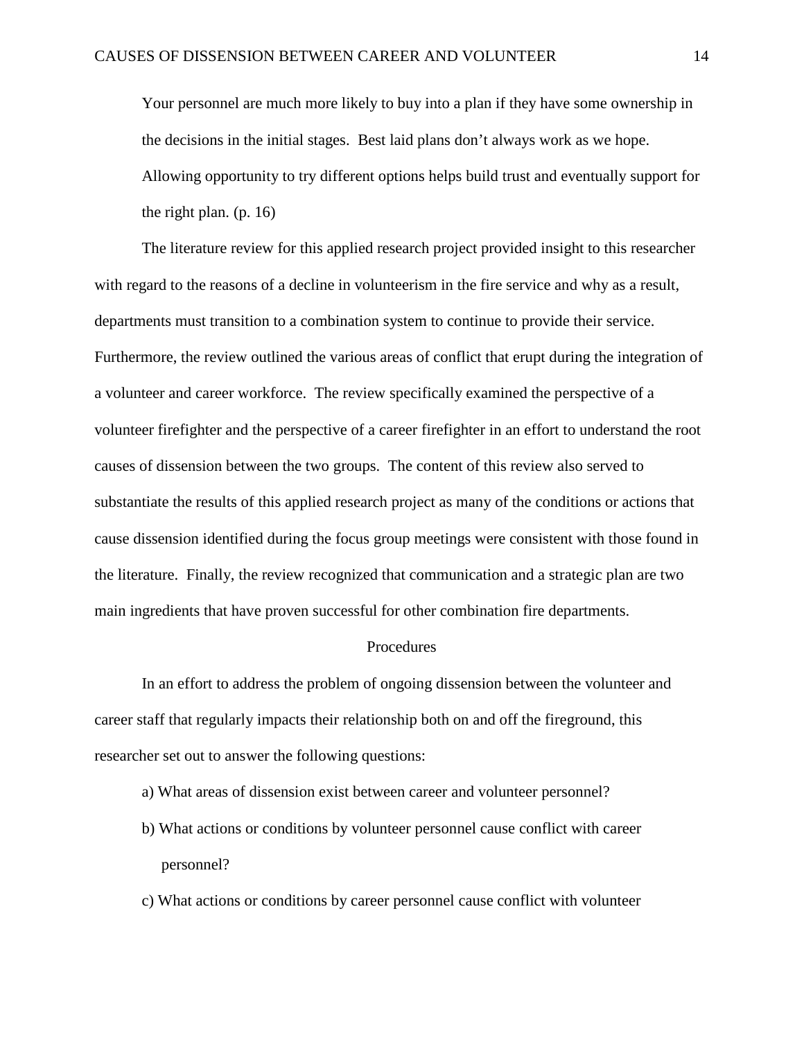> Your personnel are much more likely to buy into a plan if they have some ownership in the decisions in the initial stages. Best laid plans don't always work as we hope. Allowing opportunity to try different options helps build trust and eventually support for the right plan. (p. 16)

The literature review for this applied research project provided insight to this researcher with regard to the reasons of a decline in volunteerism in the fire service and why as a result, departments must transition to a combination system to continue to provide their service. Furthermore, the review outlined the various areas of conflict that erupt during the integration of a volunteer and career workforce. The review specifically examined the perspective of a volunteer firefighter and the perspective of a career firefighter in an effort to understand the root causes of dissension between the two groups. The content of this review also served to substantiate the results of this applied research project as many of the conditions or actions that cause dissension identified during the focus group meetings were consistent with those found in the literature. Finally, the review recognized that communication and a strategic plan are two main ingredients that have proven successful for other combination fire departments.

## Procedures

In an effort to address the problem of ongoing dissension between the volunteer and career staff that regularly impacts their relationship both on and off the fireground, this researcher set out to answer the following questions:

a) What areas of dissension exist between career and volunteer personnel?

b) What actions or conditions by volunteer personnel cause conflict with career personnel?

c) What actions or conditions by career personnel cause conflict with volunteer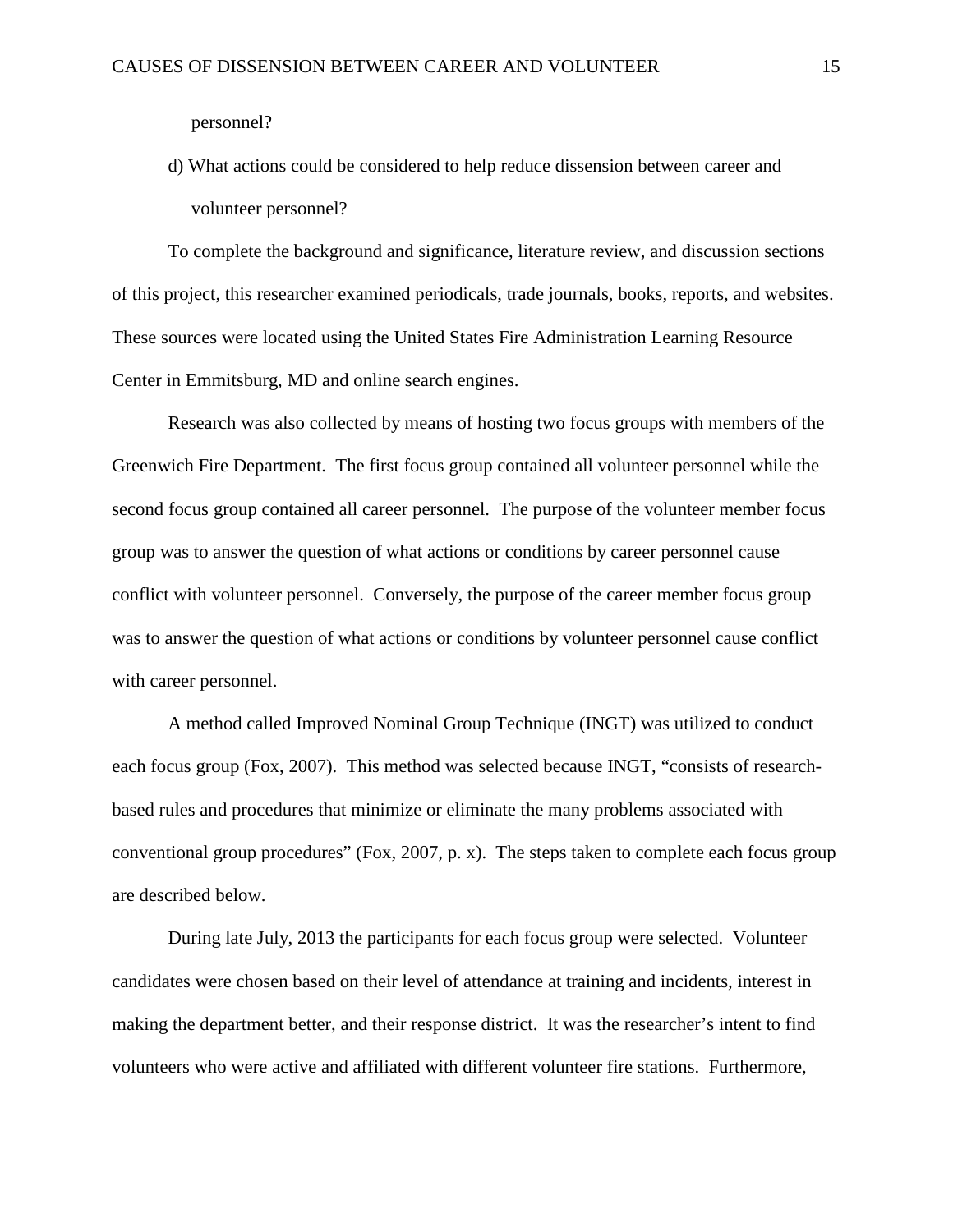personnel?

d) What actions could be considered to help reduce dissension between career and volunteer personnel?

To complete the background and significance, literature review, and discussion sections of this project, this researcher examined periodicals, trade journals, books, reports, and websites. These sources were located using the United States Fire Administration Learning Resource Center in Emmitsburg, MD and online search engines.

Research was also collected by means of hosting two focus groups with members of the Greenwich Fire Department. The first focus group contained all volunteer personnel while the second focus group contained all career personnel. The purpose of the volunteer member focus group was to answer the question of what actions or conditions by career personnel cause conflict with volunteer personnel. Conversely, the purpose of the career member focus group was to answer the question of what actions or conditions by volunteer personnel cause conflict with career personnel.

A method called Improved Nominal Group Technique (INGT) was utilized to conduct each focus group (Fox, 2007). This method was selected because INGT, "consists of research-based rules and procedures that minimize or eliminate the many problems associated with conventional group procedures" (Fox, 2007, p. x). The steps taken to complete each focus group are described below.

During late July, 2013 the participants for each focus group were selected. Volunteer candidates were chosen based on their level of attendance at training and incidents, interest in making the department better, and their response district. It was the researcher's intent to find volunteers who were active and affiliated with different volunteer fire stations. Furthermore,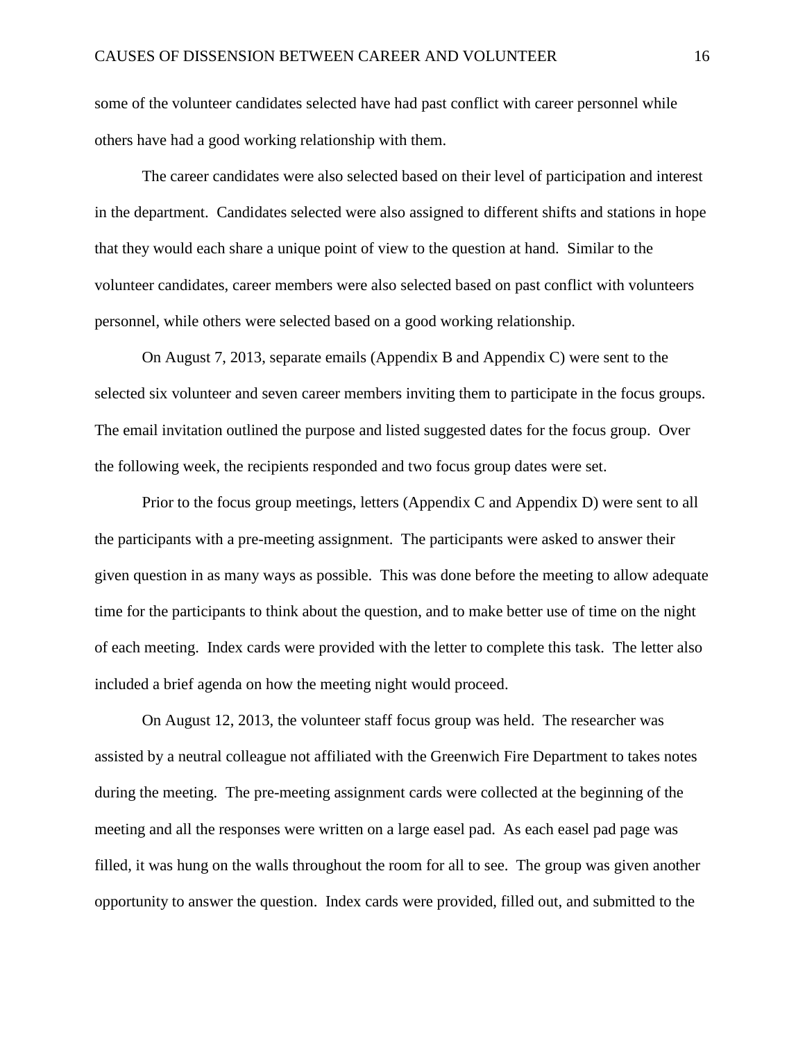some of the volunteer candidates selected have had past conflict with career personnel while others have had a good working relationship with them.

The career candidates were also selected based on their level of participation and interest in the department. Candidates selected were also assigned to different shifts and stations in hope that they would each share a unique point of view to the question at hand. Similar to the volunteer candidates, career members were also selected based on past conflict with volunteers personnel, while others were selected based on a good working relationship.

On August 7, 2013, separate emails (Appendix B and Appendix C) were sent to the selected six volunteer and seven career members inviting them to participate in the focus groups. The email invitation outlined the purpose and listed suggested dates for the focus group. Over the following week, the recipients responded and two focus group dates were set.

Prior to the focus group meetings, letters (Appendix C and Appendix D) were sent to all the participants with a pre-meeting assignment. The participants were asked to answer their given question in as many ways as possible. This was done before the meeting to allow adequate time for the participants to think about the question, and to make better use of time on the night of each meeting. Index cards were provided with the letter to complete this task. The letter also included a brief agenda on how the meeting night would proceed.

On August 12, 2013, the volunteer staff focus group was held. The researcher was assisted by a neutral colleague not affiliated with the Greenwich Fire Department to takes notes during the meeting. The pre-meeting assignment cards were collected at the beginning of the meeting and all the responses were written on a large easel pad. As each easel pad page was filled, it was hung on the walls throughout the room for all to see. The group was given another opportunity to answer the question. Index cards were provided, filled out, and submitted to the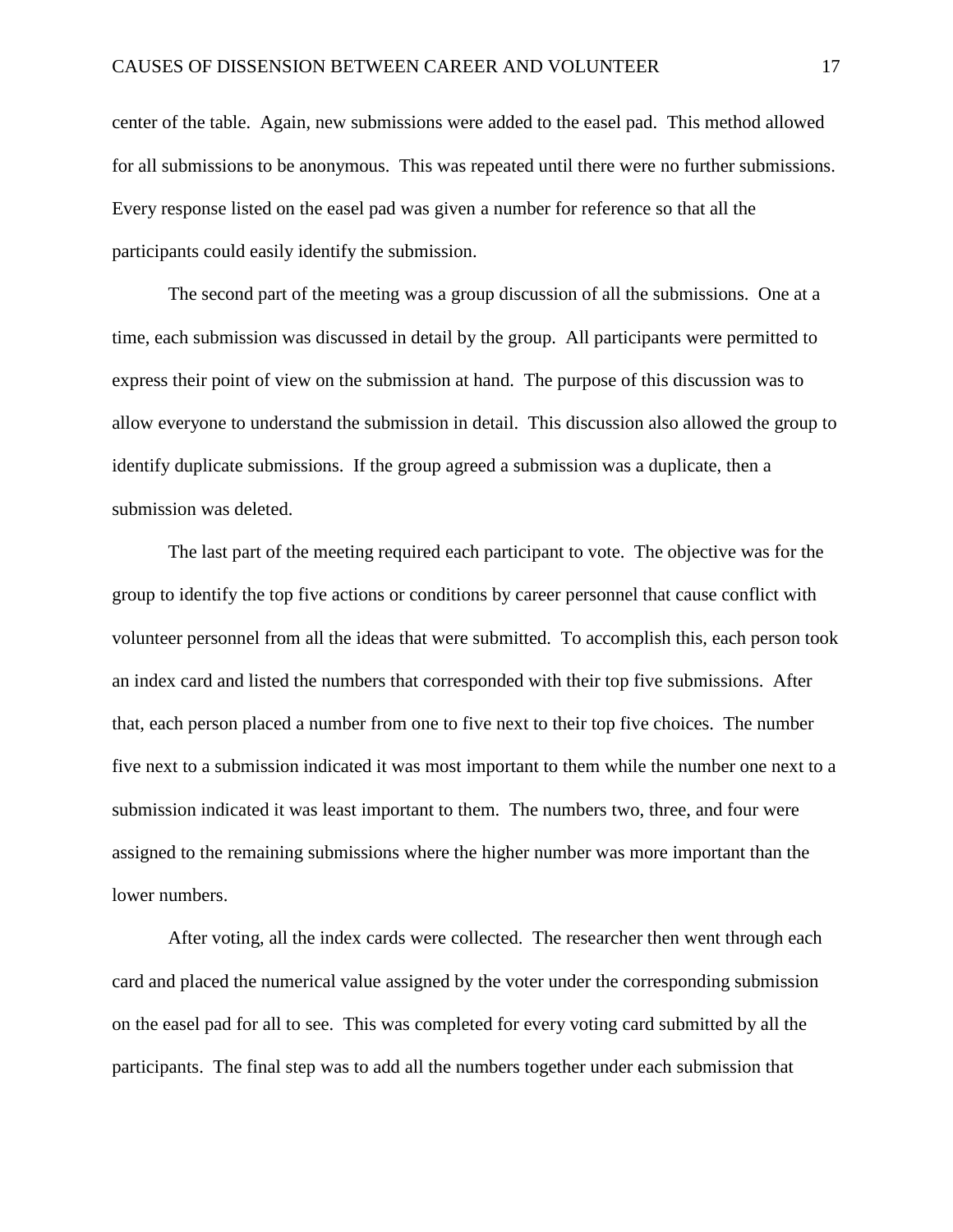center of the table. Again, new submissions were added to the easel pad. This method allowed for all submissions to be anonymous. This was repeated until there were no further submissions. Every response listed on the easel pad was given a number for reference so that all the participants could easily identify the submission.

The second part of the meeting was a group discussion of all the submissions. One at a time, each submission was discussed in detail by the group. All participants were permitted to express their point of view on the submission at hand. The purpose of this discussion was to allow everyone to understand the submission in detail. This discussion also allowed the group to identify duplicate submissions. If the group agreed a submission was a duplicate, then a submission was deleted.

The last part of the meeting required each participant to vote. The objective was for the group to identify the top five actions or conditions by career personnel that cause conflict with volunteer personnel from all the ideas that were submitted. To accomplish this, each person took an index card and listed the numbers that corresponded with their top five submissions. After that, each person placed a number from one to five next to their top five choices. The number five next to a submission indicated it was most important to them while the number one next to a submission indicated it was least important to them. The numbers two, three, and four were assigned to the remaining submissions where the higher number was more important than the lower numbers.

After voting, all the index cards were collected. The researcher then went through each card and placed the numerical value assigned by the voter under the corresponding submission on the easel pad for all to see. This was completed for every voting card submitted by all the participants. The final step was to add all the numbers together under each submission that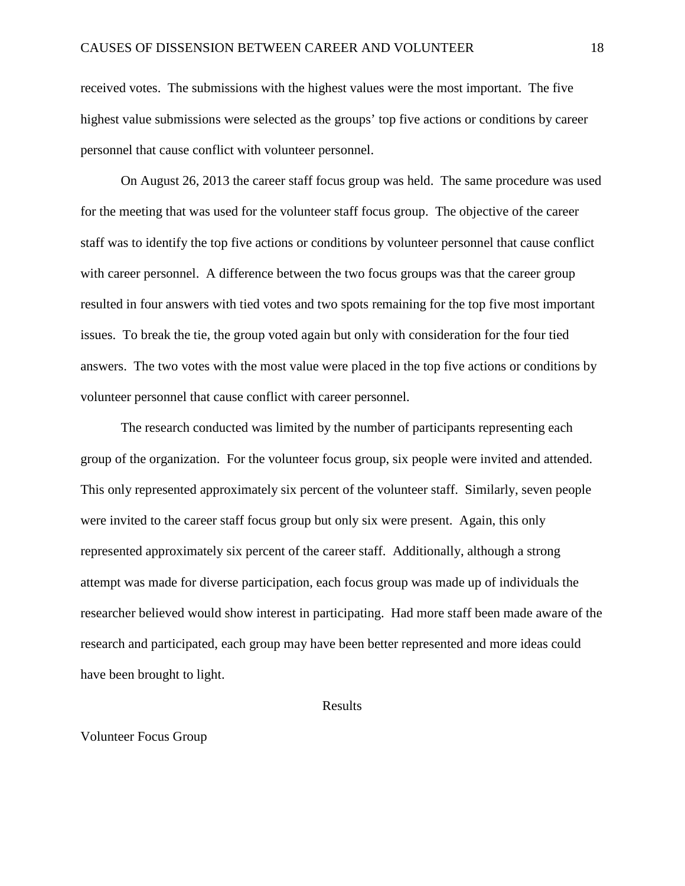received votes. The submissions with the highest values were the most important. The five highest value submissions were selected as the groups' top five actions or conditions by career personnel that cause conflict with volunteer personnel.

On August 26, 2013 the career staff focus group was held. The same procedure was used for the meeting that was used for the volunteer staff focus group. The objective of the career staff was to identify the top five actions or conditions by volunteer personnel that cause conflict with career personnel. A difference between the two focus groups was that the career group resulted in four answers with tied votes and two spots remaining for the top five most important issues. To break the tie, the group voted again but only with consideration for the four tied answers. The two votes with the most value were placed in the top five actions or conditions by volunteer personnel that cause conflict with career personnel.

The research conducted was limited by the number of participants representing each group of the organization. For the volunteer focus group, six people were invited and attended. This only represented approximately six percent of the volunteer staff. Similarly, seven people were invited to the career staff focus group but only six were present. Again, this only represented approximately six percent of the career staff. Additionally, although a strong attempt was made for diverse participation, each focus group was made up of individuals the researcher believed would show interest in participating. Had more staff been made aware of the research and participated, each group may have been better represented and more ideas could have been brought to light.

## Results

### Volunteer Focus Group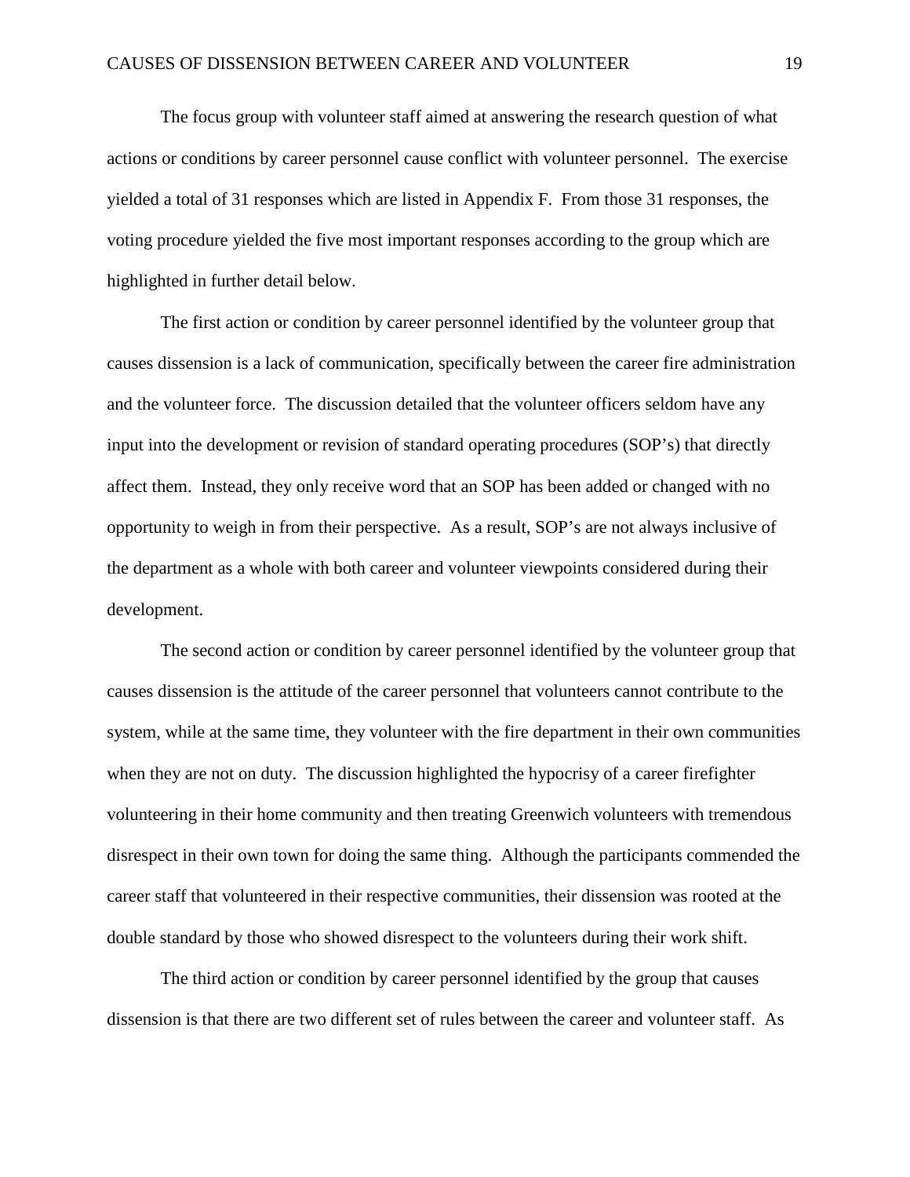The focus group with volunteer staff aimed at answering the research question of what actions or conditions by career personnel cause conflict with volunteer personnel. The exercise yielded a total of 31 responses which are listed in Appendix F. From those 31 responses, the voting procedure yielded the five most important responses according to the group which are highlighted in further detail below.

The first action or condition by career personnel identified by the volunteer group that causes dissension is a lack of communication, specifically between the career fire administration and the volunteer force. The discussion detailed that the volunteer officers seldom have any input into the development or revision of standard operating procedures (SOP's) that directly affect them. Instead, they only receive word that an SOP has been added or changed with no opportunity to weigh in from their perspective. As a result, SOP's are not always inclusive of the department as a whole with both career and volunteer viewpoints considered during their development.

The second action or condition by career personnel identified by the volunteer group that causes dissension is the attitude of the career personnel that volunteers cannot contribute to the system, while at the same time, they volunteer with the fire department in their own communities when they are not on duty. The discussion highlighted the hypocrisy of a career firefighter volunteering in their home community and then treating Greenwich volunteers with tremendous disrespect in their own town for doing the same thing. Although the participants commended the career staff that volunteered in their respective communities, their dissension was rooted at the double standard by those who showed disrespect to the volunteers during their work shift.

The third action or condition by career personnel identified by the group that causes dissension is that there are two different set of rules between the career and volunteer staff. As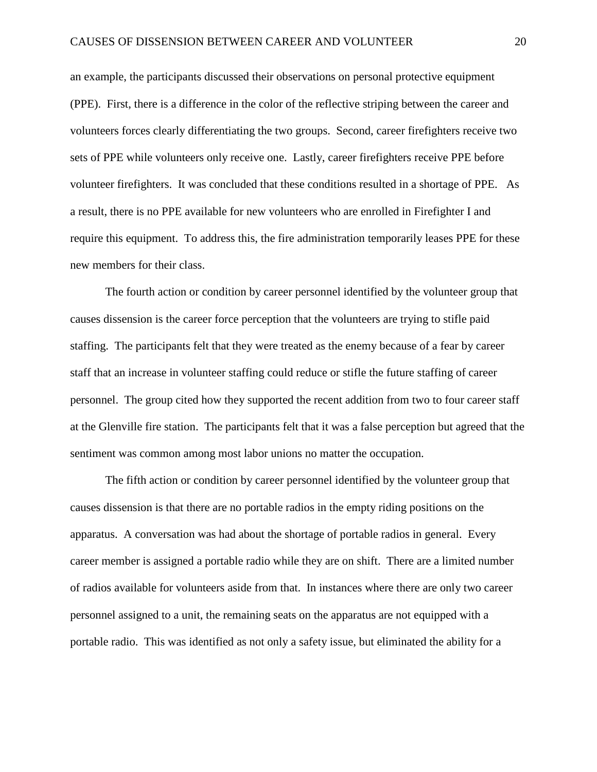an example, the participants discussed their observations on personal protective equipment (PPE). First, there is a difference in the color of the reflective striping between the career and volunteers forces clearly differentiating the two groups. Second, career firefighters receive two sets of PPE while volunteers only receive one. Lastly, career firefighters receive PPE before volunteer firefighters. It was concluded that these conditions resulted in a shortage of PPE. As a result, there is no PPE available for new volunteers who are enrolled in Firefighter I and require this equipment. To address this, the fire administration temporarily leases PPE for these new members for their class.

The fourth action or condition by career personnel identified by the volunteer group that causes dissension is the career force perception that the volunteers are trying to stifle paid staffing. The participants felt that they were treated as the enemy because of a fear by career staff that an increase in volunteer staffing could reduce or stifle the future staffing of career personnel. The group cited how they supported the recent addition from two to four career staff at the Glenville fire station. The participants felt that it was a false perception but agreed that the sentiment was common among most labor unions no matter the occupation.

The fifth action or condition by career personnel identified by the volunteer group that causes dissension is that there are no portable radios in the empty riding positions on the apparatus. A conversation was had about the shortage of portable radios in general. Every career member is assigned a portable radio while they are on shift. There are a limited number of radios available for volunteers aside from that. In instances where there are only two career personnel assigned to a unit, the remaining seats on the apparatus are not equipped with a portable radio. This was identified as not only a safety issue, but eliminated the ability for a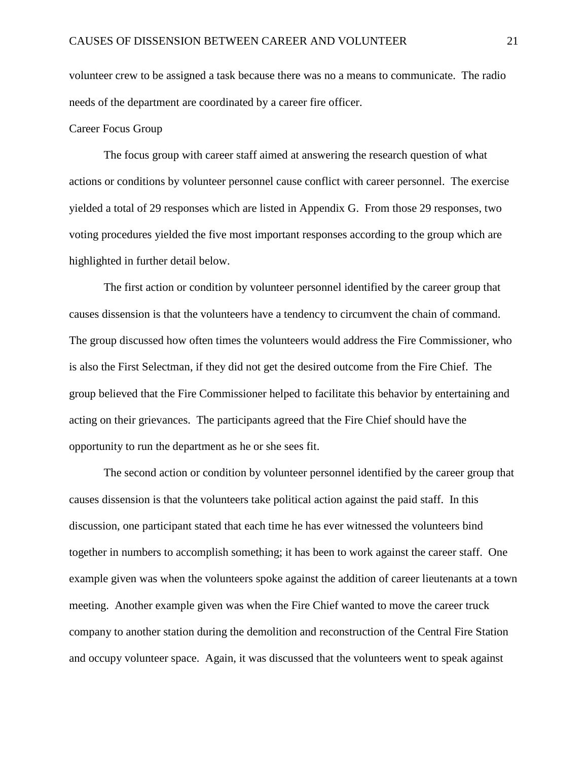volunteer crew to be assigned a task because there was no a means to communicate. The radio needs of the department are coordinated by a career fire officer.

## Career Focus Group

The focus group with career staff aimed at answering the research question of what actions or conditions by volunteer personnel cause conflict with career personnel. The exercise yielded a total of 29 responses which are listed in Appendix G. From those 29 responses, two voting procedures yielded the five most important responses according to the group which are highlighted in further detail below.

The first action or condition by volunteer personnel identified by the career group that causes dissension is that the volunteers have a tendency to circumvent the chain of command. The group discussed how often times the volunteers would address the Fire Commissioner, who is also the First Selectman, if they did not get the desired outcome from the Fire Chief. The group believed that the Fire Commissioner helped to facilitate this behavior by entertaining and acting on their grievances. The participants agreed that the Fire Chief should have the opportunity to run the department as he or she sees fit.

The second action or condition by volunteer personnel identified by the career group that causes dissension is that the volunteers take political action against the paid staff. In this discussion, one participant stated that each time he has ever witnessed the volunteers bind together in numbers to accomplish something; it has been to work against the career staff. One example given was when the volunteers spoke against the addition of career lieutenants at a town meeting. Another example given was when the Fire Chief wanted to move the career truck company to another station during the demolition and reconstruction of the Central Fire Station and occupy volunteer space. Again, it was discussed that the volunteers went to speak against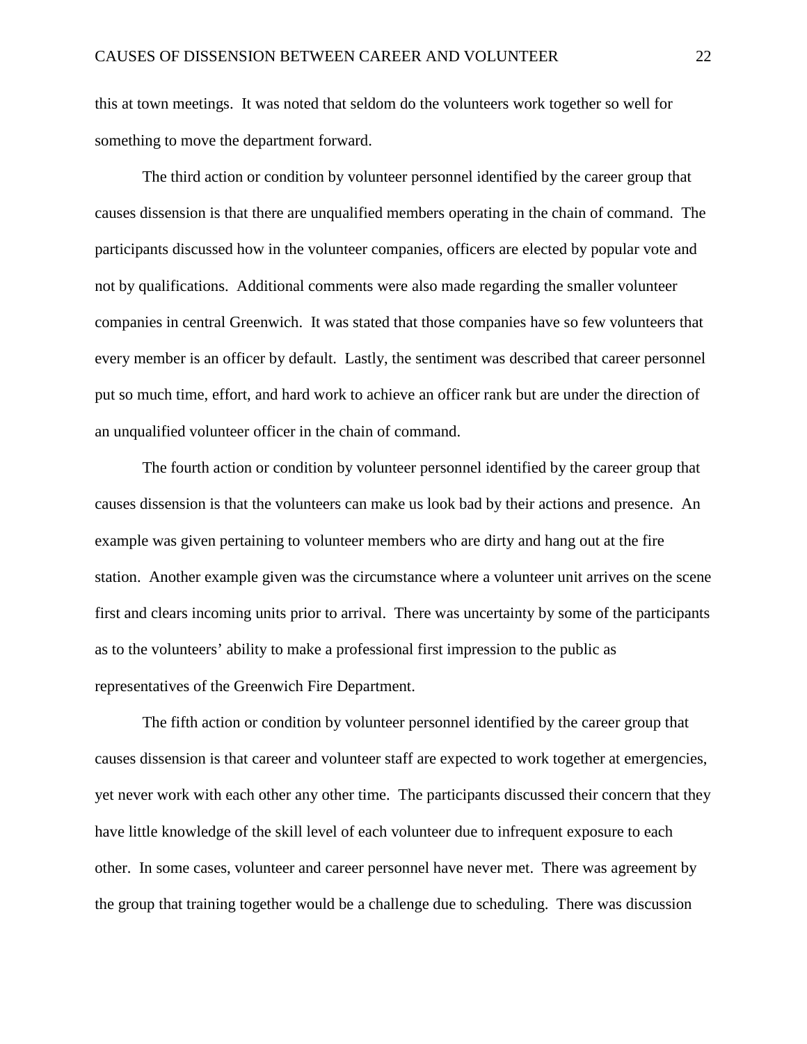this at town meetings. It was noted that seldom do the volunteers work together so well for something to move the department forward.

The third action or condition by volunteer personnel identified by the career group that causes dissension is that there are unqualified members operating in the chain of command. The participants discussed how in the volunteer companies, officers are elected by popular vote and not by qualifications. Additional comments were also made regarding the smaller volunteer companies in central Greenwich. It was stated that those companies have so few volunteers that every member is an officer by default. Lastly, the sentiment was described that career personnel put so much time, effort, and hard work to achieve an officer rank but are under the direction of an unqualified volunteer officer in the chain of command.

The fourth action or condition by volunteer personnel identified by the career group that causes dissension is that the volunteers can make us look bad by their actions and presence. An example was given pertaining to volunteer members who are dirty and hang out at the fire station. Another example given was the circumstance where a volunteer unit arrives on the scene first and clears incoming units prior to arrival. There was uncertainty by some of the participants as to the volunteers' ability to make a professional first impression to the public as representatives of the Greenwich Fire Department.

The fifth action or condition by volunteer personnel identified by the career group that causes dissension is that career and volunteer staff are expected to work together at emergencies, yet never work with each other any other time. The participants discussed their concern that they have little knowledge of the skill level of each volunteer due to infrequent exposure to each other. In some cases, volunteer and career personnel have never met. There was agreement by the group that training together would be a challenge due to scheduling. There was discussion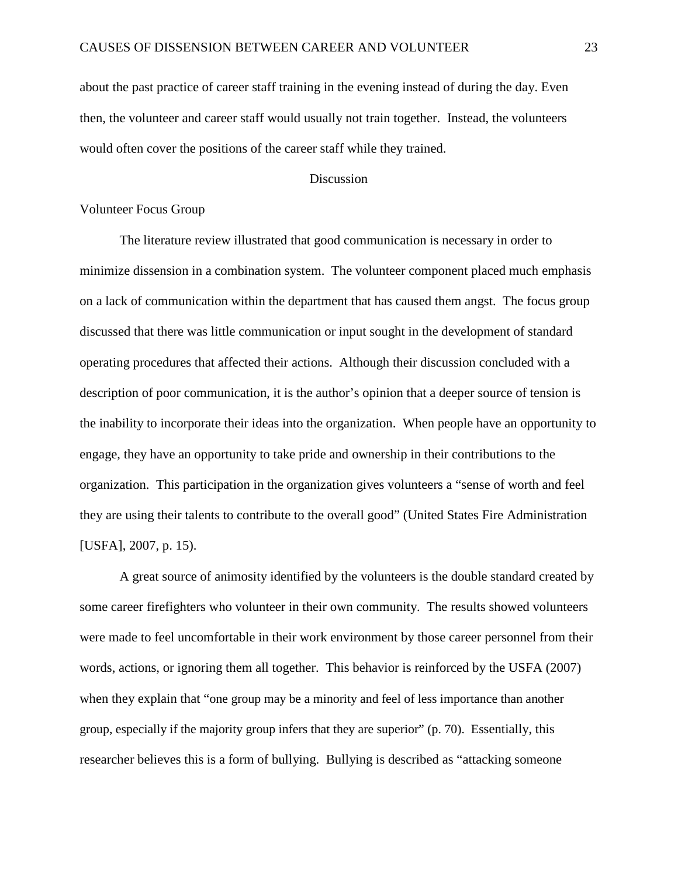about the past practice of career staff training in the evening instead of during the day. Even then, the volunteer and career staff would usually not train together. Instead, the volunteers would often cover the positions of the career staff while they trained.

## Discussion

### Volunteer Focus Group

The literature review illustrated that good communication is necessary in order to minimize dissension in a combination system. The volunteer component placed much emphasis on a lack of communication within the department that has caused them angst. The focus group discussed that there was little communication or input sought in the development of standard operating procedures that affected their actions. Although their discussion concluded with a description of poor communication, it is the author's opinion that a deeper source of tension is the inability to incorporate their ideas into the organization. When people have an opportunity to engage, they have an opportunity to take pride and ownership in their contributions to the organization. This participation in the organization gives volunteers a "sense of worth and feel they are using their talents to contribute to the overall good" (United States Fire Administration [USFA], 2007, p. 15).

A great source of animosity identified by the volunteers is the double standard created by some career firefighters who volunteer in their own community. The results showed volunteers were made to feel uncomfortable in their work environment by those career personnel from their words, actions, or ignoring them all together. This behavior is reinforced by the USFA (2007) when they explain that "one group may be a minority and feel of less importance than another group, especially if the majority group infers that they are superior" (p. 70). Essentially, this researcher believes this is a form of bullying. Bullying is described as "attacking someone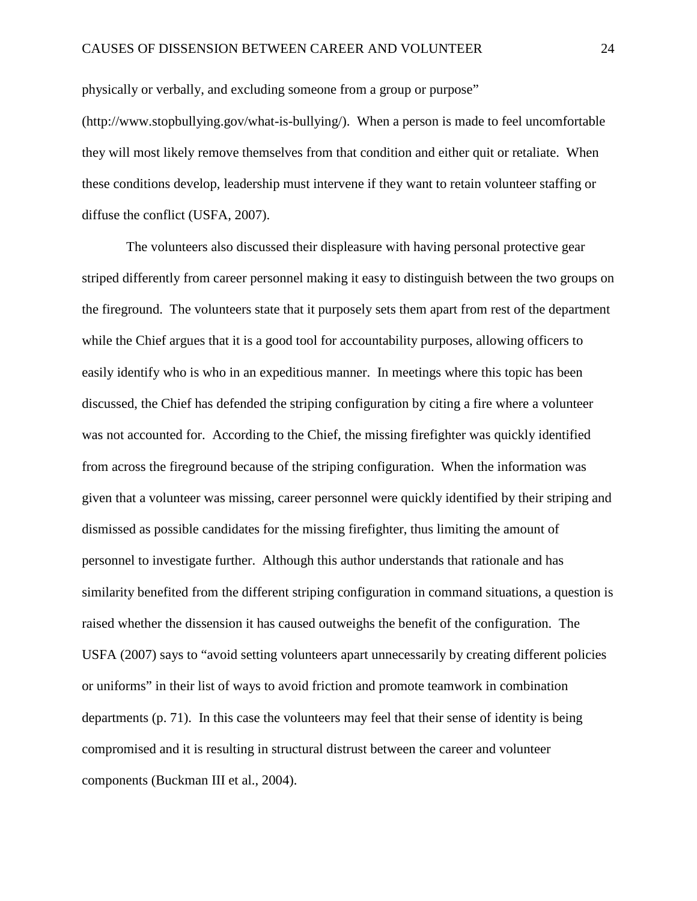physically or verbally, and excluding someone from a group or purpose" (http://www.stopbullying.gov/what-is-bullying/). When a person is made to feel uncomfortable they will most likely remove themselves from that condition and either quit or retaliate. When these conditions develop, leadership must intervene if they want to retain volunteer staffing or diffuse the conflict (USFA, 2007).

The volunteers also discussed their displeasure with having personal protective gear striped differently from career personnel making it easy to distinguish between the two groups on the fireground. The volunteers state that it purposely sets them apart from rest of the department while the Chief argues that it is a good tool for accountability purposes, allowing officers to easily identify who is who in an expeditious manner. In meetings where this topic has been discussed, the Chief has defended the striping configuration by citing a fire where a volunteer was not accounted for. According to the Chief, the missing firefighter was quickly identified from across the fireground because of the striping configuration. When the information was given that a volunteer was missing, career personnel were quickly identified by their striping and dismissed as possible candidates for the missing firefighter, thus limiting the amount of personnel to investigate further. Although this author understands that rationale and has similarity benefited from the different striping configuration in command situations, a question is raised whether the dissension it has caused outweighs the benefit of the configuration. The USFA (2007) says to "avoid setting volunteers apart unnecessarily by creating different policies or uniforms" in their list of ways to avoid friction and promote teamwork in combination departments (p. 71). In this case the volunteers may feel that their sense of identity is being compromised and it is resulting in structural distrust between the career and volunteer components (Buckman III et al., 2004).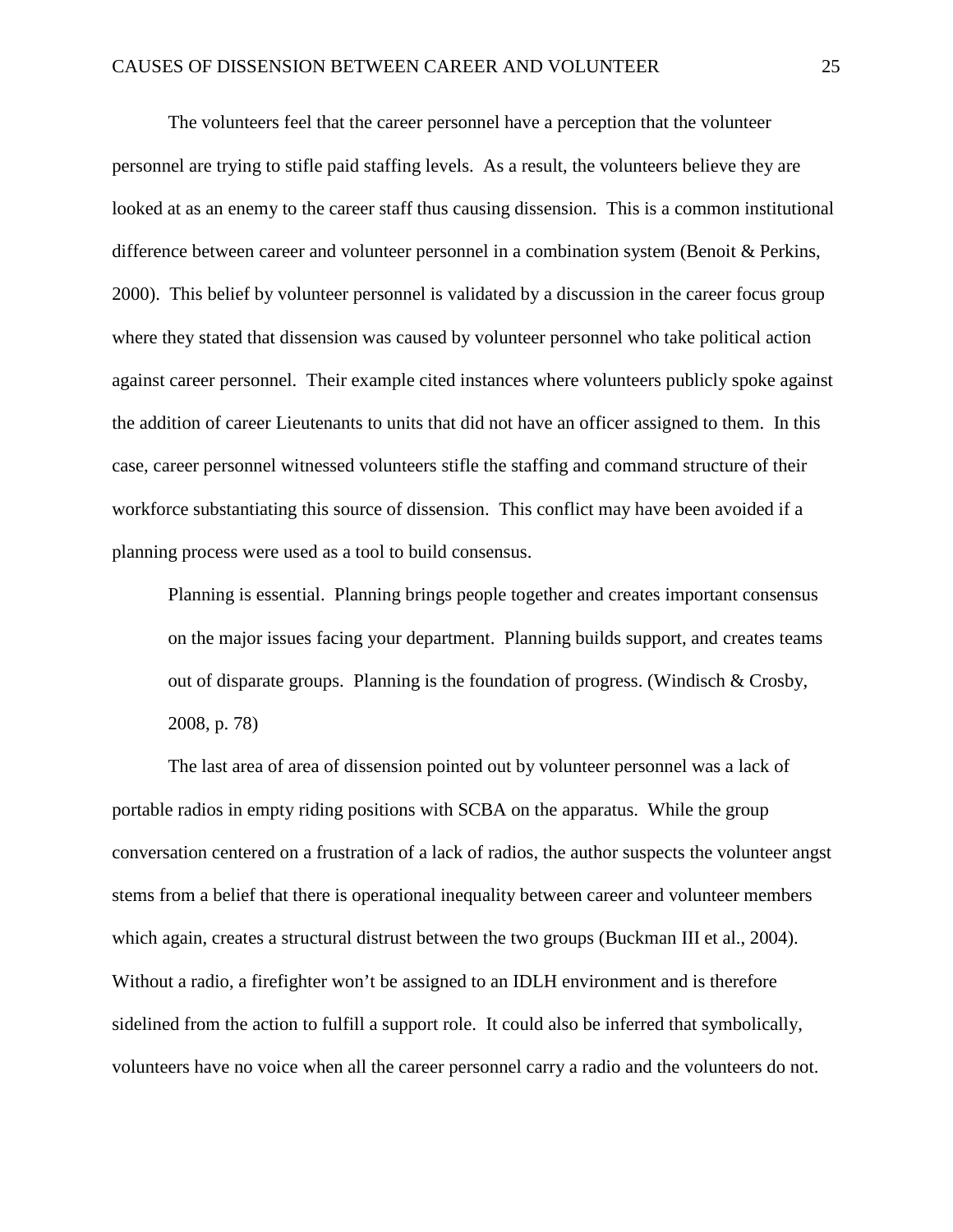The volunteers feel that the career personnel have a perception that the volunteer personnel are trying to stifle paid staffing levels. As a result, the volunteers believe they are looked at as an enemy to the career staff thus causing dissension. This is a common institutional difference between career and volunteer personnel in a combination system (Benoit & Perkins, 2000). This belief by volunteer personnel is validated by a discussion in the career focus group where they stated that dissension was caused by volunteer personnel who take political action against career personnel. Their example cited instances where volunteers publicly spoke against the addition of career Lieutenants to units that did not have an officer assigned to them. In this case, career personnel witnessed volunteers stifle the staffing and command structure of their workforce substantiating this source of dissension. This conflict may have been avoided if a planning process were used as a tool to build consensus.

> Planning is essential. Planning brings people together and creates important consensus on the major issues facing your department. Planning builds support, and creates teams out of disparate groups. Planning is the foundation of progress. (Windisch & Crosby, 2008, p. 78)

The last area of area of dissension pointed out by volunteer personnel was a lack of portable radios in empty riding positions with SCBA on the apparatus. While the group conversation centered on a frustration of a lack of radios, the author suspects the volunteer angst stems from a belief that there is operational inequality between career and volunteer members which again, creates a structural distrust between the two groups (Buckman III et al., 2004). Without a radio, a firefighter won't be assigned to an IDLH environment and is therefore sidelined from the action to fulfill a support role. It could also be inferred that symbolically, volunteers have no voice when all the career personnel carry a radio and the volunteers do not.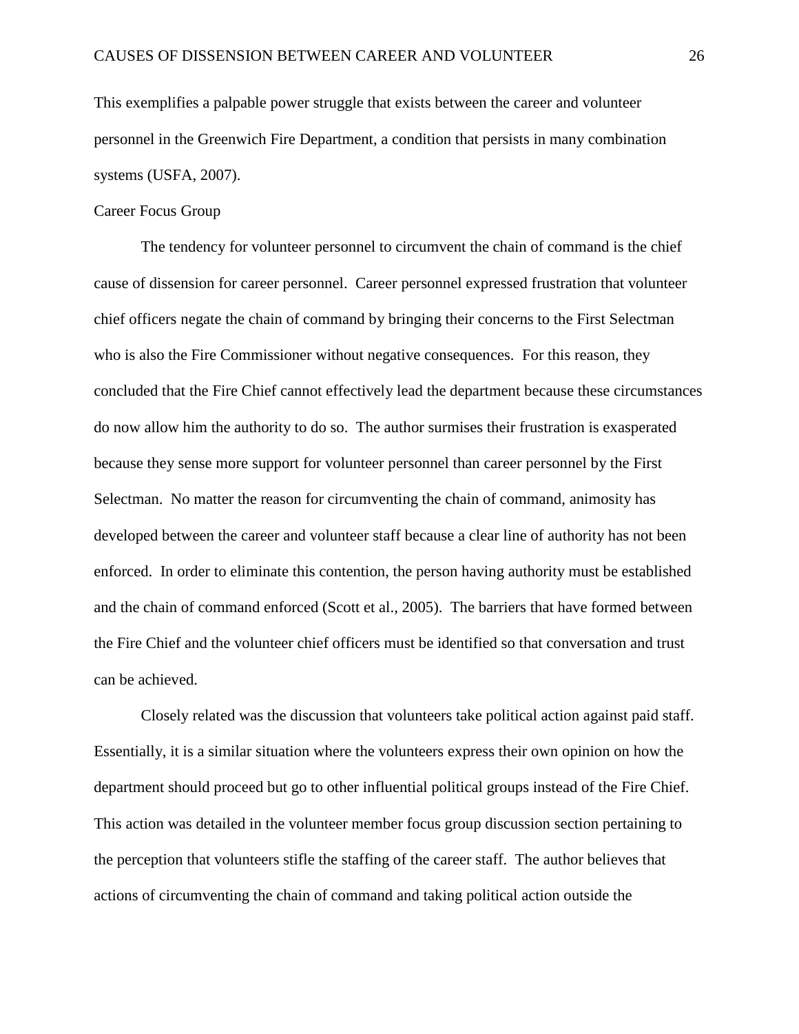This exemplifies a palpable power struggle that exists between the career and volunteer personnel in the Greenwich Fire Department, a condition that persists in many combination systems (USFA, 2007).

## Career Focus Group

The tendency for volunteer personnel to circumvent the chain of command is the chief cause of dissension for career personnel. Career personnel expressed frustration that volunteer chief officers negate the chain of command by bringing their concerns to the First Selectman who is also the Fire Commissioner without negative consequences. For this reason, they concluded that the Fire Chief cannot effectively lead the department because these circumstances do now allow him the authority to do so. The author surmises their frustration is exasperated because they sense more support for volunteer personnel than career personnel by the First Selectman. No matter the reason for circumventing the chain of command, animosity has developed between the career and volunteer staff because a clear line of authority has not been enforced. In order to eliminate this contention, the person having authority must be established and the chain of command enforced (Scott et al., 2005). The barriers that have formed between the Fire Chief and the volunteer chief officers must be identified so that conversation and trust can be achieved.

Closely related was the discussion that volunteers take political action against paid staff. Essentially, it is a similar situation where the volunteers express their own opinion on how the department should proceed but go to other influential political groups instead of the Fire Chief. This action was detailed in the volunteer member focus group discussion section pertaining to the perception that volunteers stifle the staffing of the career staff. The author believes that actions of circumventing the chain of command and taking political action outside the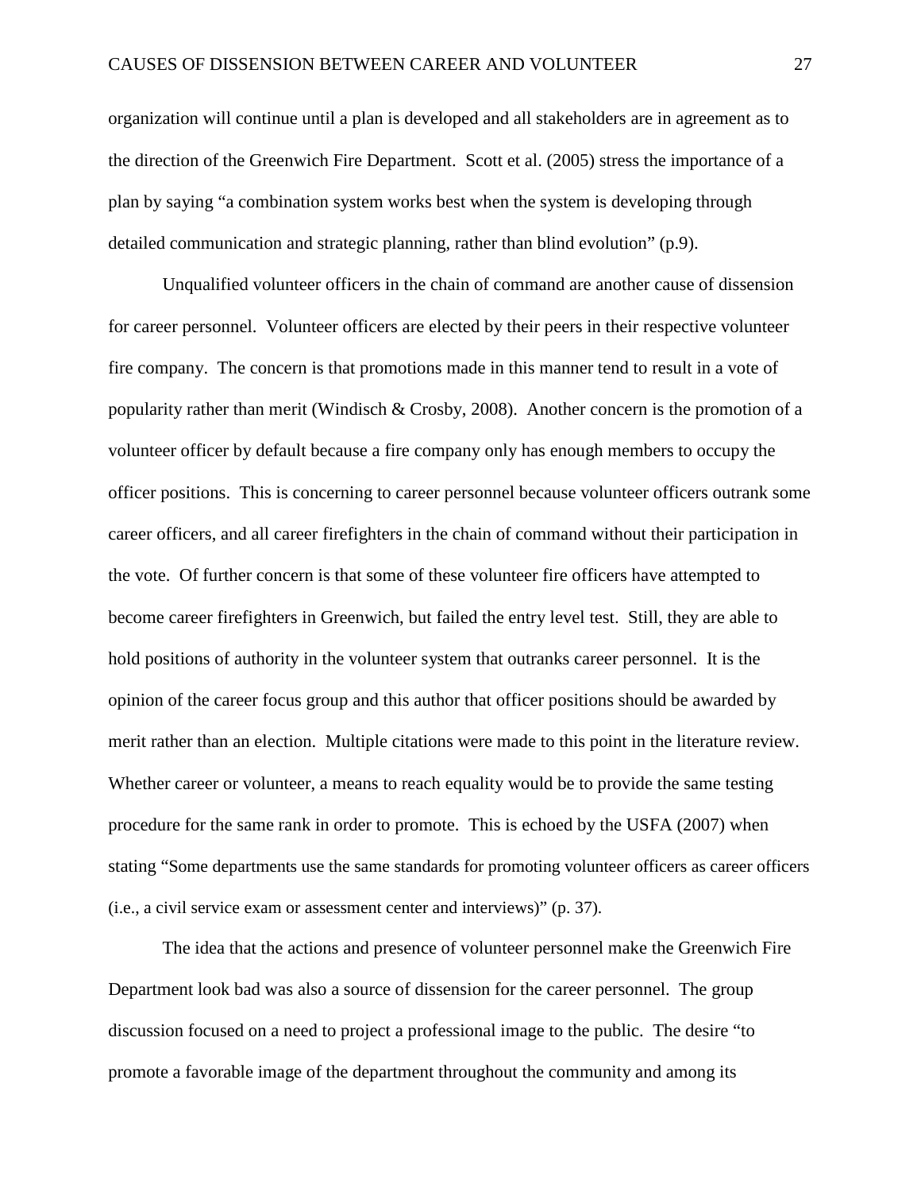organization will continue until a plan is developed and all stakeholders are in agreement as to the direction of the Greenwich Fire Department. Scott et al. (2005) stress the importance of a plan by saying "a combination system works best when the system is developing through detailed communication and strategic planning, rather than blind evolution" (p.9).

Unqualified volunteer officers in the chain of command are another cause of dissension for career personnel. Volunteer officers are elected by their peers in their respective volunteer fire company. The concern is that promotions made in this manner tend to result in a vote of popularity rather than merit (Windisch & Crosby, 2008). Another concern is the promotion of a volunteer officer by default because a fire company only has enough members to occupy the officer positions. This is concerning to career personnel because volunteer officers outrank some career officers, and all career firefighters in the chain of command without their participation in the vote. Of further concern is that some of these volunteer fire officers have attempted to become career firefighters in Greenwich, but failed the entry level test. Still, they are able to hold positions of authority in the volunteer system that outranks career personnel. It is the opinion of the career focus group and this author that officer positions should be awarded by merit rather than an election. Multiple citations were made to this point in the literature review. Whether career or volunteer, a means to reach equality would be to provide the same testing procedure for the same rank in order to promote. This is echoed by the USFA (2007) when stating "Some departments use the same standards for promoting volunteer officers as career officers (i.e., a civil service exam or assessment center and interviews)" (p. 37).

The idea that the actions and presence of volunteer personnel make the Greenwich Fire Department look bad was also a source of dissension for the career personnel. The group discussion focused on a need to project a professional image to the public. The desire "to promote a favorable image of the department throughout the community and among its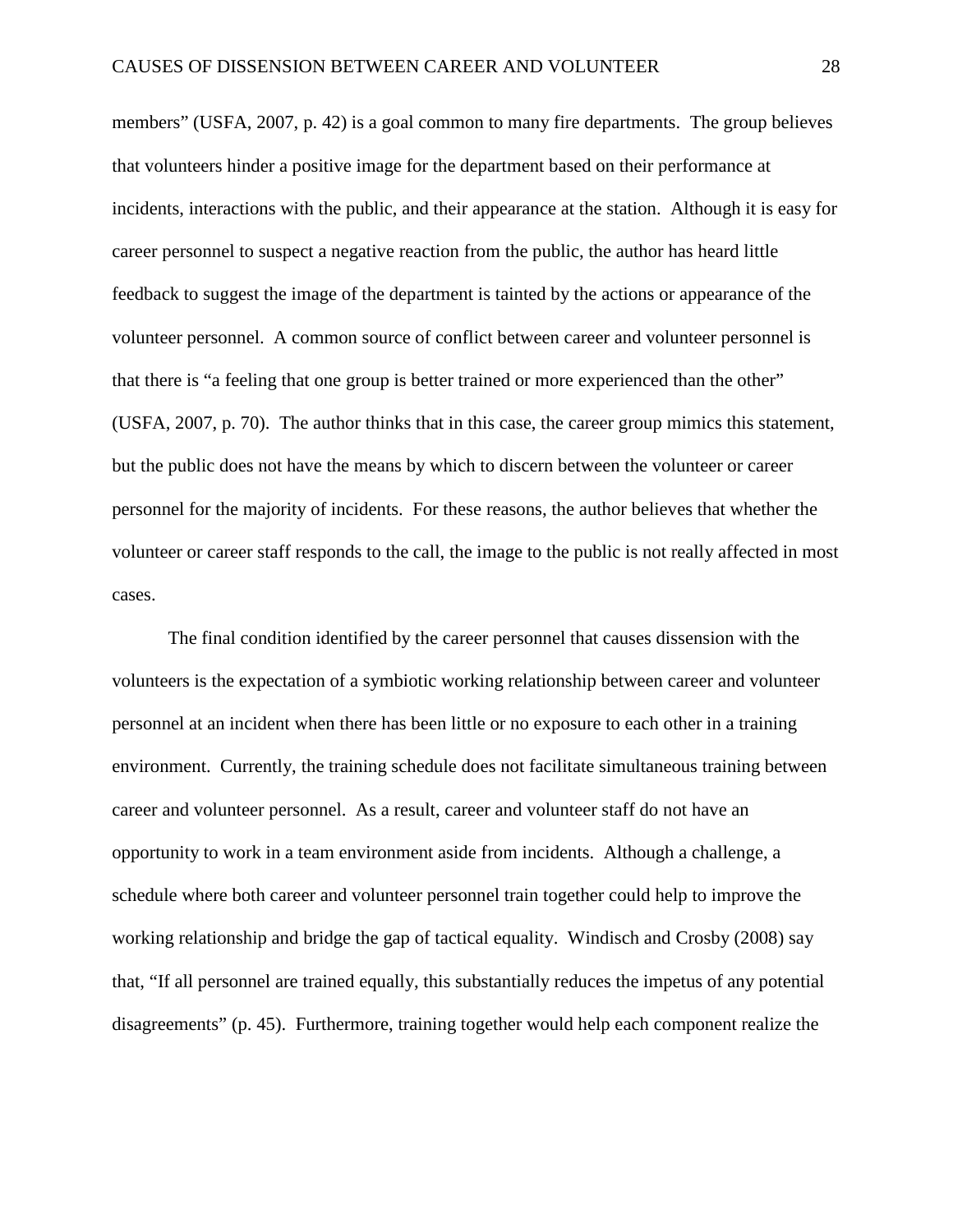members" (USFA, 2007, p. 42) is a goal common to many fire departments. The group believes that volunteers hinder a positive image for the department based on their performance at incidents, interactions with the public, and their appearance at the station. Although it is easy for career personnel to suspect a negative reaction from the public, the author has heard little feedback to suggest the image of the department is tainted by the actions or appearance of the volunteer personnel. A common source of conflict between career and volunteer personnel is that there is "a feeling that one group is better trained or more experienced than the other" (USFA, 2007, p. 70). The author thinks that in this case, the career group mimics this statement, but the public does not have the means by which to discern between the volunteer or career personnel for the majority of incidents. For these reasons, the author believes that whether the volunteer or career staff responds to the call, the image to the public is not really affected in most cases.

The final condition identified by the career personnel that causes dissension with the volunteers is the expectation of a symbiotic working relationship between career and volunteer personnel at an incident when there has been little or no exposure to each other in a training environment. Currently, the training schedule does not facilitate simultaneous training between career and volunteer personnel. As a result, career and volunteer staff do not have an opportunity to work in a team environment aside from incidents. Although a challenge, a schedule where both career and volunteer personnel train together could help to improve the working relationship and bridge the gap of tactical equality. Windisch and Crosby (2008) say that, "If all personnel are trained equally, this substantially reduces the impetus of any potential disagreements" (p. 45). Furthermore, training together would help each component realize the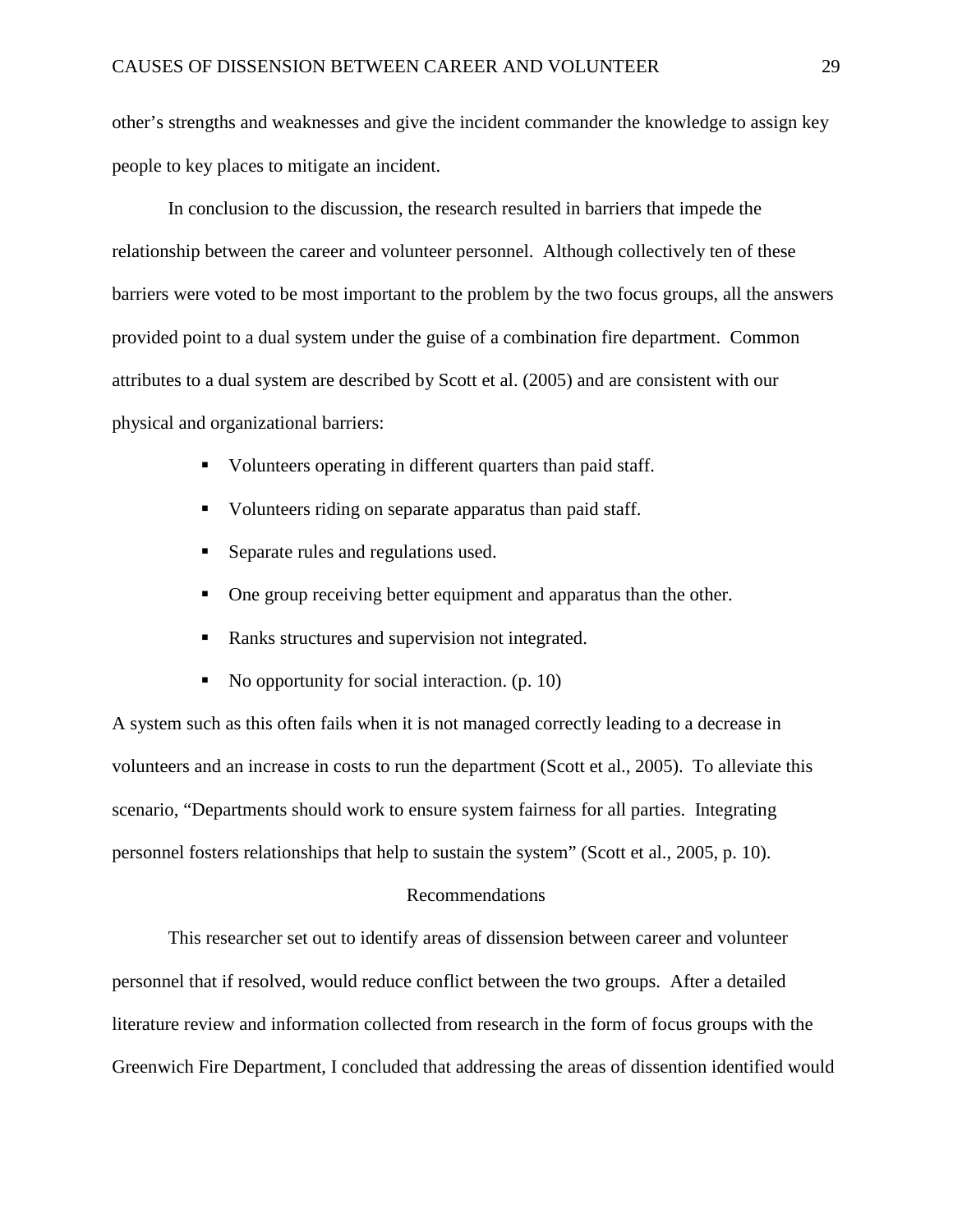other's strengths and weaknesses and give the incident commander the knowledge to assign key people to key places to mitigate an incident.

In conclusion to the discussion, the research resulted in barriers that impede the relationship between the career and volunteer personnel. Although collectively ten of these barriers were voted to be most important to the problem by the two focus groups, all the answers provided point to a dual system under the guise of a combination fire department. Common attributes to a dual system are described by Scott et al. (2005) and are consistent with our physical and organizational barriers:

- Volunteers operating in different quarters than paid staff.
- Volunteers riding on separate apparatus than paid staff.
- Separate rules and regulations used.
- One group receiving better equipment and apparatus than the other.
- Ranks structures and supervision not integrated.
- No opportunity for social interaction. (p. 10)

A system such as this often fails when it is not managed correctly leading to a decrease in volunteers and an increase in costs to run the department (Scott et al., 2005). To alleviate this scenario, "Departments should work to ensure system fairness for all parties. Integrating personnel fosters relationships that help to sustain the system" (Scott et al., 2005, p. 10).

## Recommendations

This researcher set out to identify areas of dissension between career and volunteer personnel that if resolved, would reduce conflict between the two groups. After a detailed literature review and information collected from research in the form of focus groups with the Greenwich Fire Department, I concluded that addressing the areas of dissention identified would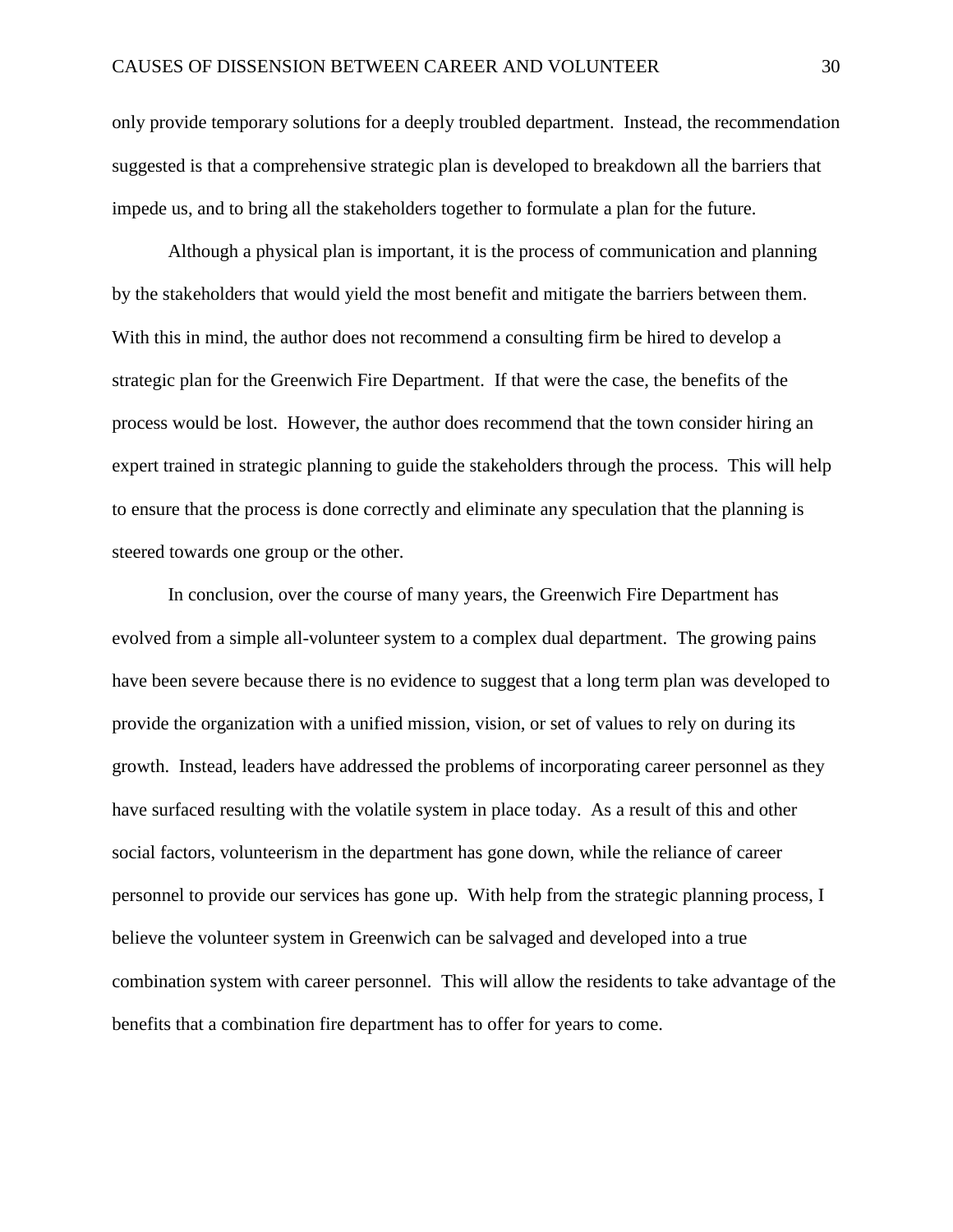only provide temporary solutions for a deeply troubled department. Instead, the recommendation suggested is that a comprehensive strategic plan is developed to breakdown all the barriers that impede us, and to bring all the stakeholders together to formulate a plan for the future.

Although a physical plan is important, it is the process of communication and planning by the stakeholders that would yield the most benefit and mitigate the barriers between them. With this in mind, the author does not recommend a consulting firm be hired to develop a strategic plan for the Greenwich Fire Department. If that were the case, the benefits of the process would be lost. However, the author does recommend that the town consider hiring an expert trained in strategic planning to guide the stakeholders through the process. This will help to ensure that the process is done correctly and eliminate any speculation that the planning is steered towards one group or the other.

In conclusion, over the course of many years, the Greenwich Fire Department has evolved from a simple all-volunteer system to a complex dual department. The growing pains have been severe because there is no evidence to suggest that a long term plan was developed to provide the organization with a unified mission, vision, or set of values to rely on during its growth. Instead, leaders have addressed the problems of incorporating career personnel as they have surfaced resulting with the volatile system in place today. As a result of this and other social factors, volunteerism in the department has gone down, while the reliance of career personnel to provide our services has gone up. With help from the strategic planning process, I believe the volunteer system in Greenwich can be salvaged and developed into a true combination system with career personnel. This will allow the residents to take advantage of the benefits that a combination fire department has to offer for years to come.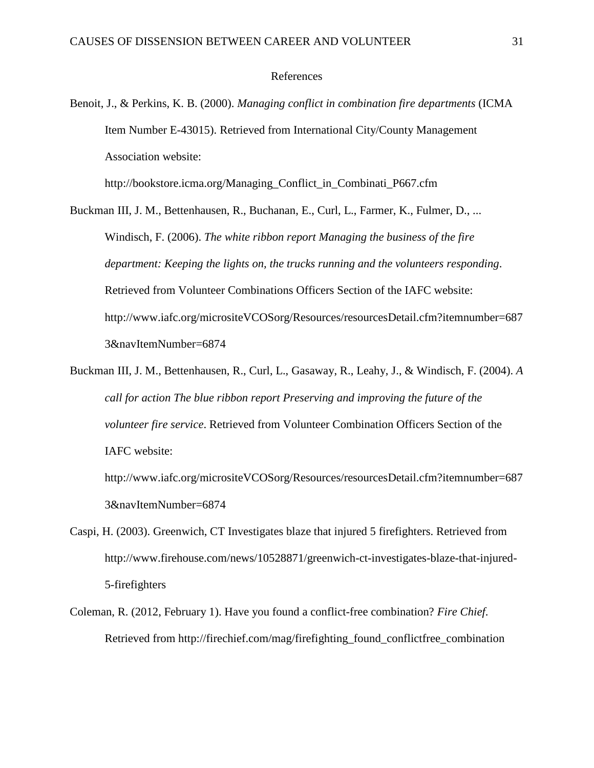# References

Benoit, J., & Perkins, K. B. (2000). *Managing conflict in combination fire departments* (ICMA Item Number E-43015). Retrieved from International City/County Management Association website: http://bookstore.icma.org/Managing_Conflict_in_Combinati_P667.cfm

Buckman III, J. M., Bettenhausen, R., Buchanan, E., Curl, L., Farmer, K., Fulmer, D., ... Windisch, F. (2006). *The white ribbon report Managing the business of the fire department: Keeping the lights on, the trucks running and the volunteers responding*. Retrieved from Volunteer Combinations Officers Section of the IAFC website: http://www.iafc.org/micrositeVCOSorg/Resources/resourcesDetail.cfm?itemnumber=6873&navItemNumber=6874

Buckman III, J. M., Bettenhausen, R., Curl, L., Gasaway, R., Leahy, J., & Windisch, F. (2004). *A call for action The blue ribbon report Preserving and improving the future of the volunteer fire service*. Retrieved from Volunteer Combination Officers Section of the IAFC website: http://www.iafc.org/micrositeVCOSorg/Resources/resourcesDetail.cfm?itemnumber=6873&navItemNumber=6874

Caspi, H. (2003). Greenwich, CT Investigates blaze that injured 5 firefighters. Retrieved from http://www.firehouse.com/news/10528871/greenwich-ct-investigates-blaze-that-injured-5-firefighters

Coleman, R. (2012, February 1). Have you found a conflict-free combination? *Fire Chief*. Retrieved from http://firechief.com/mag/firefighting_found_conflictfree_combination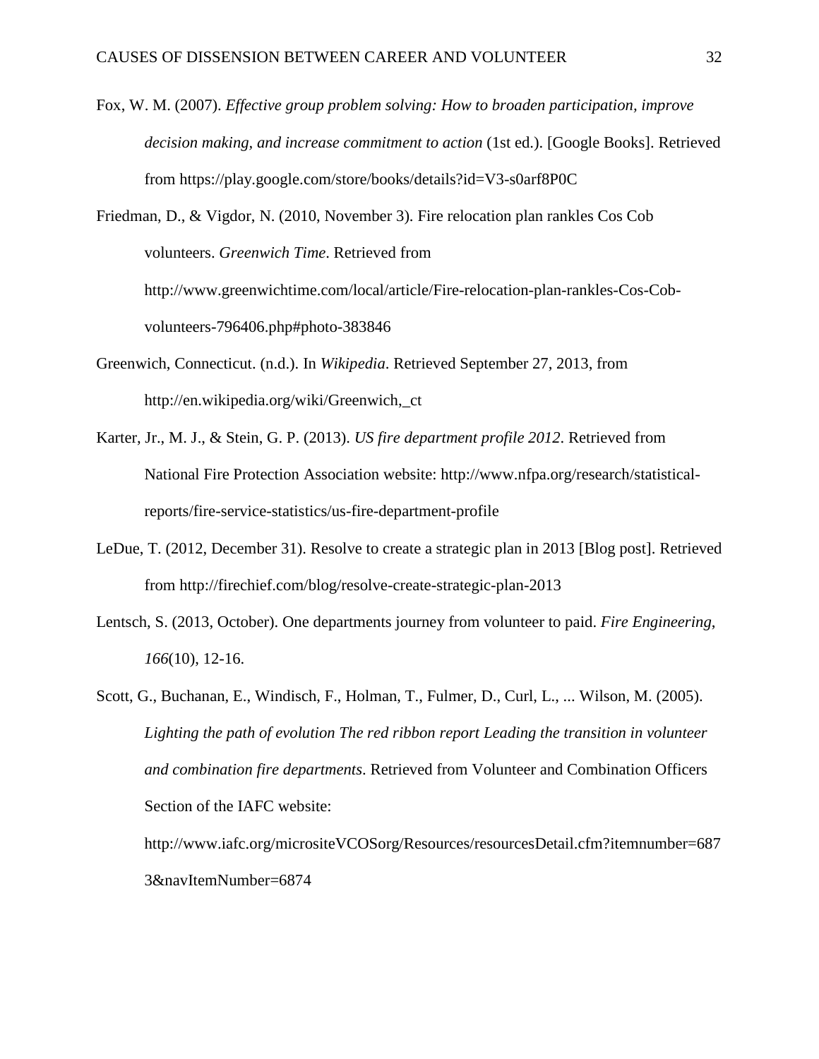Fox, W. M. (2007). *Effective group problem solving: How to broaden participation, improve decision making, and increase commitment to action* (1st ed.). [Google Books]. Retrieved from https://play.google.com/store/books/details?id=V3-s0arf8P0C

Friedman, D., & Vigdor, N. (2010, November 3). Fire relocation plan rankles Cos Cob volunteers. *Greenwich Time*. Retrieved from http://www.greenwichtime.com/local/article/Fire-relocation-plan-rankles-Cos-Cob-volunteers-796406.php#photo-383846

Greenwich, Connecticut. (n.d.). In *Wikipedia*. Retrieved September 27, 2013, from http://en.wikipedia.org/wiki/Greenwich,_ct

Karter, Jr., M. J., & Stein, G. P. (2013). *US fire department profile 2012*. Retrieved from National Fire Protection Association website: http://www.nfpa.org/research/statistical-reports/fire-service-statistics/us-fire-department-profile

LeDue, T. (2012, December 31). Resolve to create a strategic plan in 2013 [Blog post]. Retrieved from http://firechief.com/blog/resolve-create-strategic-plan-2013

Lentsch, S. (2013, October). One departments journey from volunteer to paid. *Fire Engineering*, *166*(10), 12-16.

Scott, G., Buchanan, E., Windisch, F., Holman, T., Fulmer, D., Curl, L., ... Wilson, M. (2005). *Lighting the path of evolution The red ribbon report Leading the transition in volunteer and combination fire departments*. Retrieved from Volunteer and Combination Officers Section of the IAFC website: http://www.iafc.org/micrositeVCOSorg/Resources/resourcesDetail.cfm?itemnumber=6873&navItemNumber=6874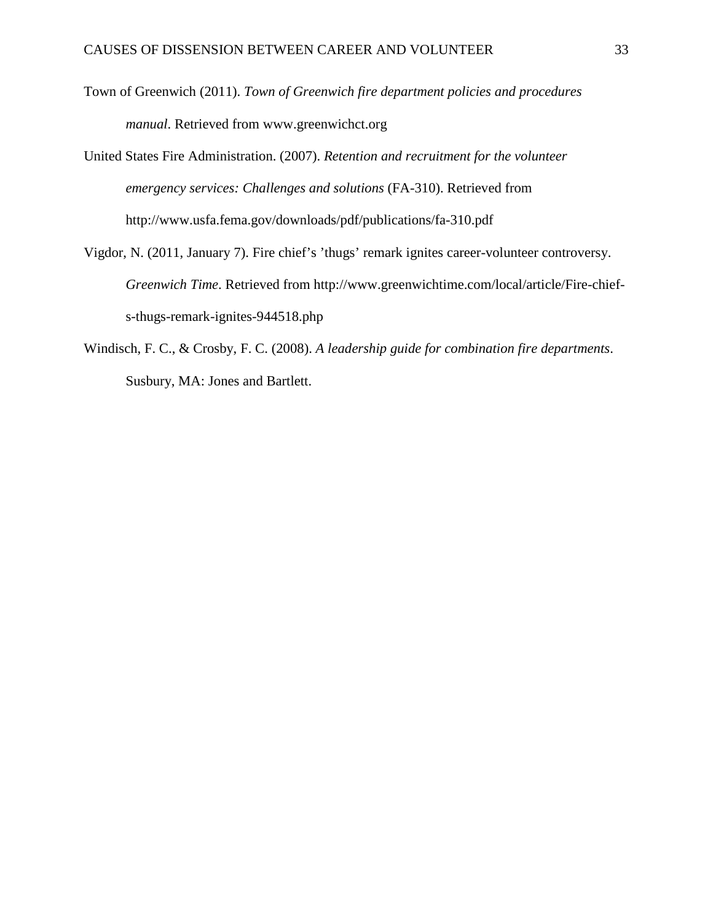Town of Greenwich (2011). *Town of Greenwich fire department policies and procedures manual*. Retrieved from www.greenwichct.org

United States Fire Administration. (2007). *Retention and recruitment for the volunteer emergency services: Challenges and solutions* (FA-310). Retrieved from http://www.usfa.fema.gov/downloads/pdf/publications/fa-310.pdf

Vigdor, N. (2011, January 7). Fire chief's 'thugs' remark ignites career-volunteer controversy. *Greenwich Time*. Retrieved from http://www.greenwichtime.com/local/article/Fire-chief-s-thugs-remark-ignites-944518.php

Windisch, F. C., & Crosby, F. C. (2008). *A leadership guide for combination fire departments*. Susbury, MA: Jones and Bartlett.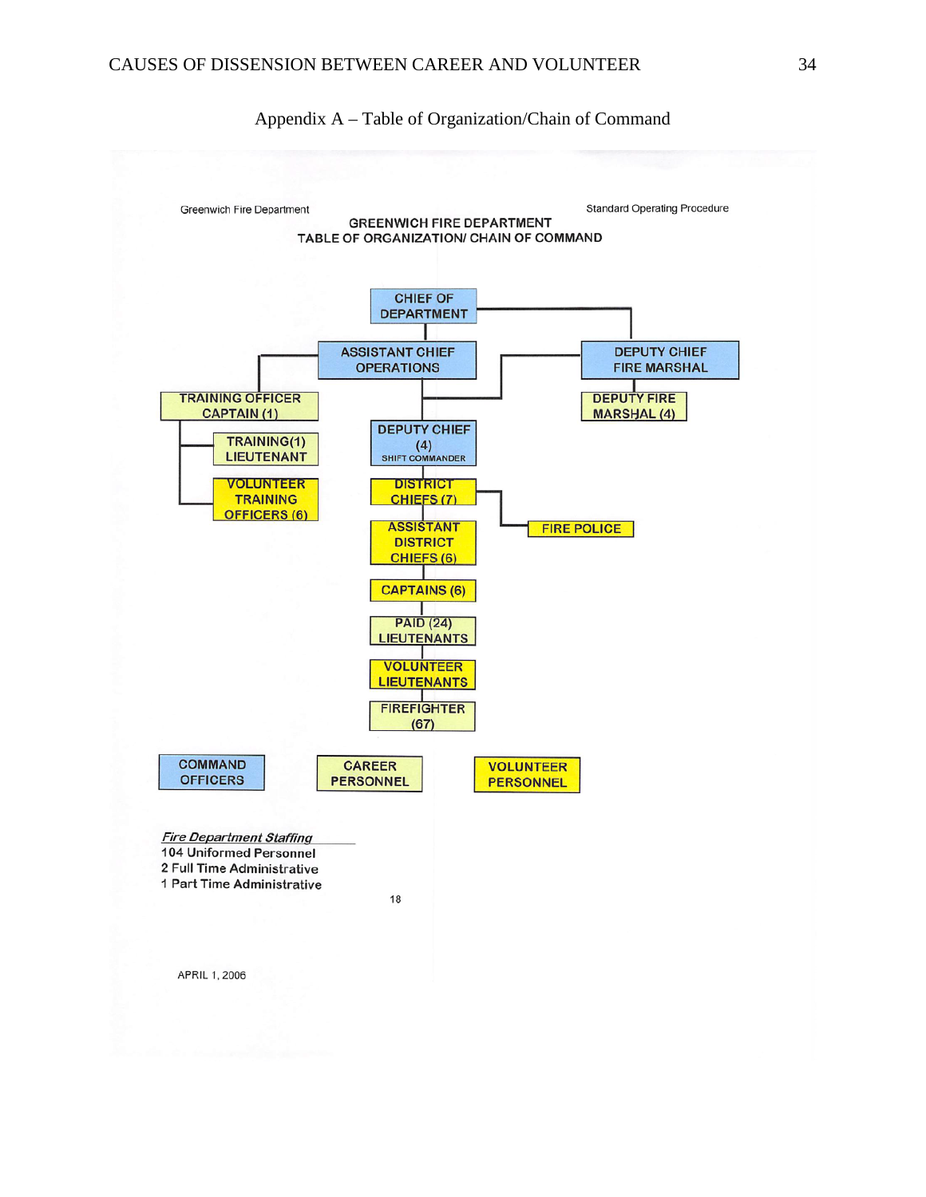Appendix A – Table of Organization/Chain of Command

Greenwich Fire Department

Standard Operating Procedure

GREENWICH FIRE DEPARTMENT
TABLE OF ORGANIZATION/ CHAIN OF COMMAND

CHIEF OF DEPARTMENT

ASSISTANT CHIEF OPERATIONS

DEPUTY CHIEF FIRE MARSHAL

TRAINING OFFICER CAPTAIN (1)

DEPUTY FIRE MARSHAL (4)

TRAINING(1) LIEUTENANT

VOLUNTEER TRAINING OFFICERS (6)

DEPUTY CHIEF (4) SHIFT COMMANDER

DISTRICT CHIEFS (7)

FIRE POLICE

ASSISTANT DISTRICT CHIEFS (6)

CAPTAINS (6)

PAID (24) LIEUTENANTS

VOLUNTEER LIEUTENANTS

FIREFIGHTER (67)

COMMAND OFFICERS

CAREER PERSONNEL

VOLUNTEER PERSONNEL

*Fire Department Staffing*

104 Uniformed Personnel
2 Full Time Administrative
1 Part Time Administrative

18

APRIL 1, 2006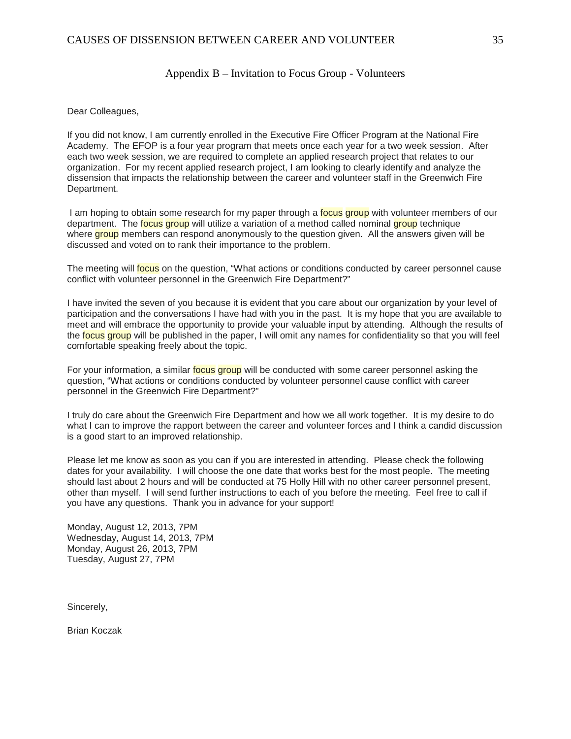## Appendix B – Invitation to Focus Group - Volunteers

Dear Colleagues,

If you did not know, I am currently enrolled in the Executive Fire Officer Program at the National Fire Academy. The EFOP is a four year program that meets once each year for a two week session. After each two week session, we are required to complete an applied research project that relates to our organization. For my recent applied research project, I am looking to clearly identify and analyze the dissension that impacts the relationship between the career and volunteer staff in the Greenwich Fire Department.

I am hoping to obtain some research for my paper through a focus group with volunteer members of our department. The focus group will utilize a variation of a method called nominal group technique where group members can respond anonymously to the question given. All the answers given will be discussed and voted on to rank their importance to the problem.

The meeting will focus on the question, "What actions or conditions conducted by career personnel cause conflict with volunteer personnel in the Greenwich Fire Department?"

I have invited the seven of you because it is evident that you care about our organization by your level of participation and the conversations I have had with you in the past. It is my hope that you are available to meet and will embrace the opportunity to provide your valuable input by attending. Although the results of the focus group will be published in the paper, I will omit any names for confidentiality so that you will feel comfortable speaking freely about the topic.

For your information, a similar focus group will be conducted with some career personnel asking the question, "What actions or conditions conducted by volunteer personnel cause conflict with career personnel in the Greenwich Fire Department?"

I truly do care about the Greenwich Fire Department and how we all work together. It is my desire to do what I can to improve the rapport between the career and volunteer forces and I think a candid discussion is a good start to an improved relationship.

Please let me know as soon as you can if you are interested in attending. Please check the following dates for your availability. I will choose the one date that works best for the most people. The meeting should last about 2 hours and will be conducted at 75 Holly Hill with no other career personnel present, other than myself. I will send further instructions to each of you before the meeting. Feel free to call if you have any questions. Thank you in advance for your support!

Monday, August 12, 2013, 7PM
Wednesday, August 14, 2013, 7PM
Monday, August 26, 2013, 7PM
Tuesday, August 27, 7PM

Sincerely,

Brian Koczak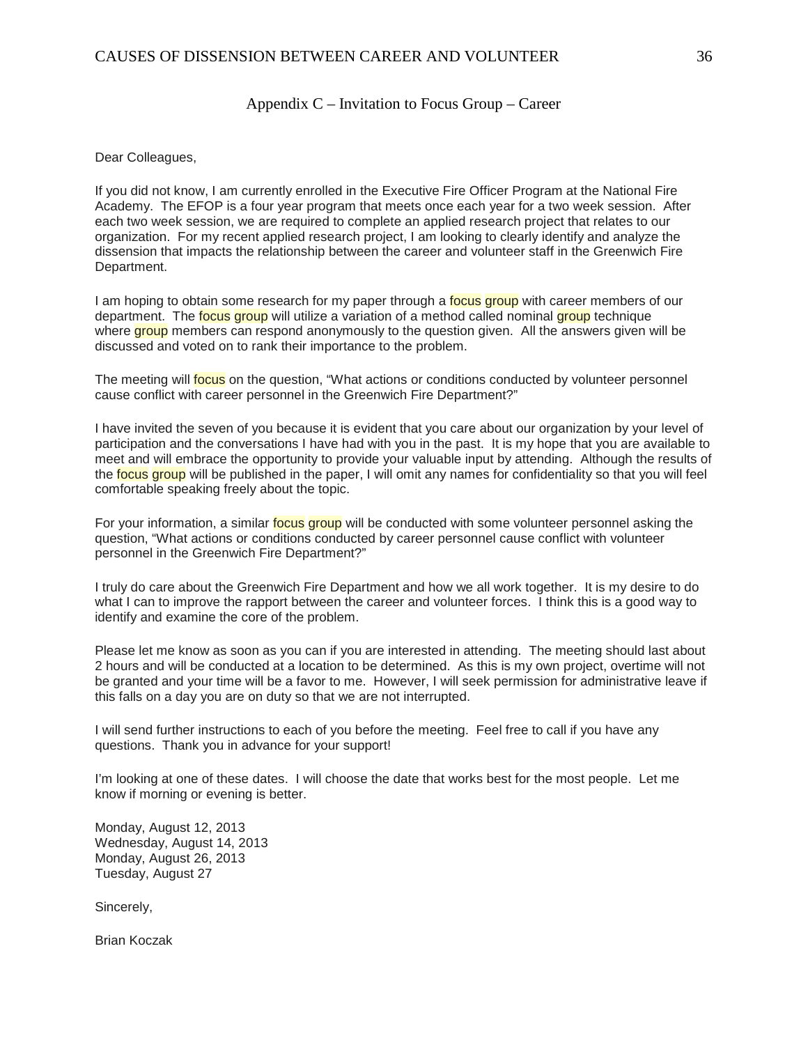## Appendix C – Invitation to Focus Group – Career

Dear Colleagues,

If you did not know, I am currently enrolled in the Executive Fire Officer Program at the National Fire Academy. The EFOP is a four year program that meets once each year for a two week session. After each two week session, we are required to complete an applied research project that relates to our organization. For my recent applied research project, I am looking to clearly identify and analyze the dissension that impacts the relationship between the career and volunteer staff in the Greenwich Fire Department.

I am hoping to obtain some research for my paper through a focus group with career members of our department. The focus group will utilize a variation of a method called nominal group technique where group members can respond anonymously to the question given. All the answers given will be discussed and voted on to rank their importance to the problem.

The meeting will focus on the question, "What actions or conditions conducted by volunteer personnel cause conflict with career personnel in the Greenwich Fire Department?"

I have invited the seven of you because it is evident that you care about our organization by your level of participation and the conversations I have had with you in the past. It is my hope that you are available to meet and will embrace the opportunity to provide your valuable input by attending. Although the results of the focus group will be published in the paper, I will omit any names for confidentiality so that you will feel comfortable speaking freely about the topic.

For your information, a similar focus group will be conducted with some volunteer personnel asking the question, "What actions or conditions conducted by career personnel cause conflict with volunteer personnel in the Greenwich Fire Department?"

I truly do care about the Greenwich Fire Department and how we all work together. It is my desire to do what I can to improve the rapport between the career and volunteer forces. I think this is a good way to identify and examine the core of the problem.

Please let me know as soon as you can if you are interested in attending. The meeting should last about 2 hours and will be conducted at a location to be determined. As this is my own project, overtime will not be granted and your time will be a favor to me. However, I will seek permission for administrative leave if this falls on a day you are on duty so that we are not interrupted.

I will send further instructions to each of you before the meeting. Feel free to call if you have any questions. Thank you in advance for your support!

I'm looking at one of these dates. I will choose the date that works best for the most people. Let me know if morning or evening is better.

Monday, August 12, 2013
Wednesday, August 14, 2013
Monday, August 26, 2013
Tuesday, August 27

Sincerely,

Brian Koczak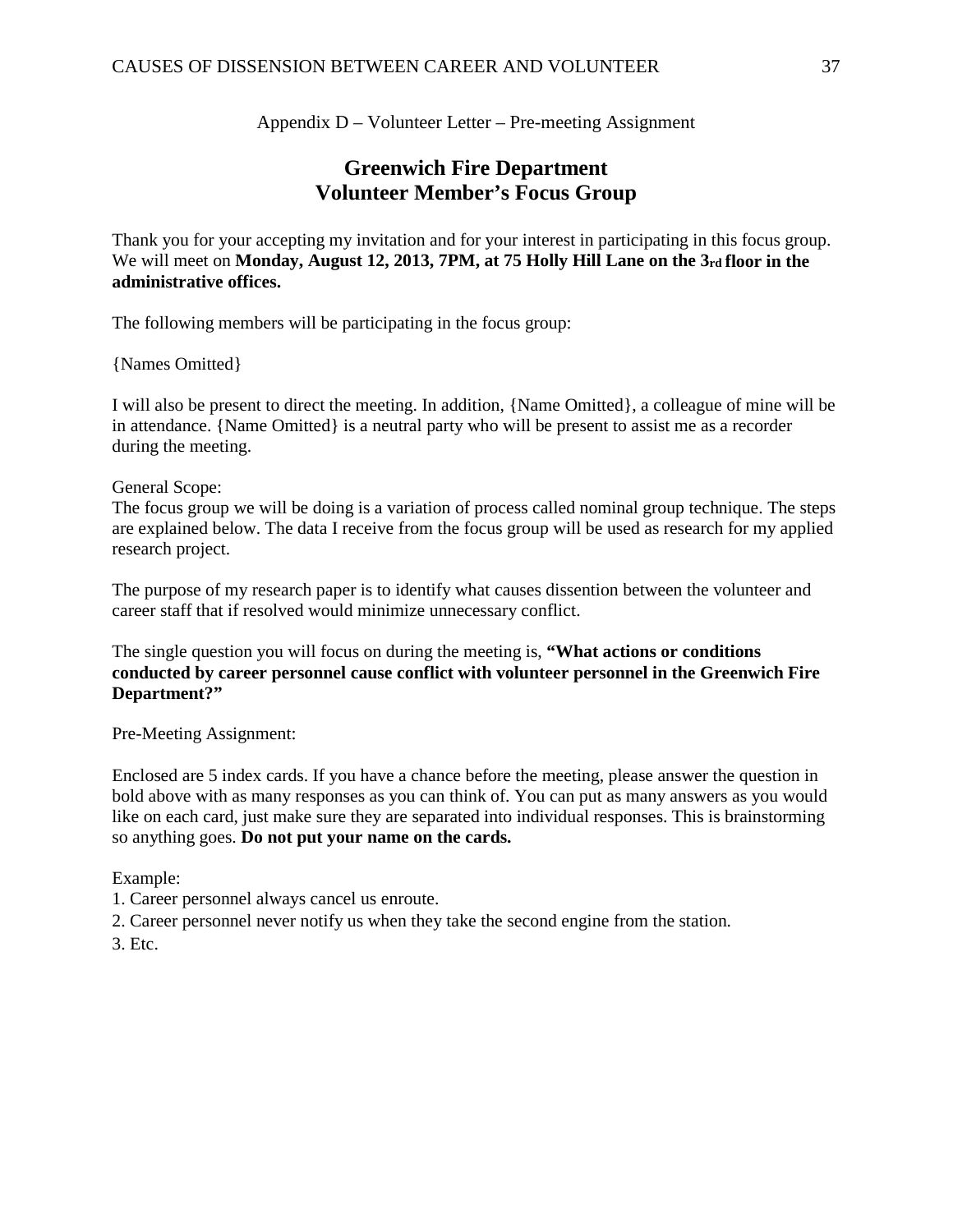Appendix D – Volunteer Letter – Pre-meeting Assignment

# Greenwich Fire Department
# Volunteer Member's Focus Group

Thank you for your accepting my invitation and for your interest in participating in this focus group. We will meet on **Monday, August 12, 2013, 7PM, at 75 Holly Hill Lane on the 3rd floor in the administrative offices.**

The following members will be participating in the focus group:

{Names Omitted}

I will also be present to direct the meeting. In addition, {Name Omitted}, a colleague of mine will be in attendance. {Name Omitted} is a neutral party who will be present to assist me as a recorder during the meeting.

General Scope:
The focus group we will be doing is a variation of process called nominal group technique. The steps are explained below. The data I receive from the focus group will be used as research for my applied research project.

The purpose of my research paper is to identify what causes dissention between the volunteer and career staff that if resolved would minimize unnecessary conflict.

The single question you will focus on during the meeting is, **"What actions or conditions conducted by career personnel cause conflict with volunteer personnel in the Greenwich Fire Department?"**

Pre-Meeting Assignment:

Enclosed are 5 index cards. If you have a chance before the meeting, please answer the question in bold above with as many responses as you can think of. You can put as many answers as you would like on each card, just make sure they are separated into individual responses. This is brainstorming so anything goes. **Do not put your name on the cards.**

Example:
1. Career personnel always cancel us enroute.
2. Career personnel never notify us when they take the second engine from the station.
3. Etc.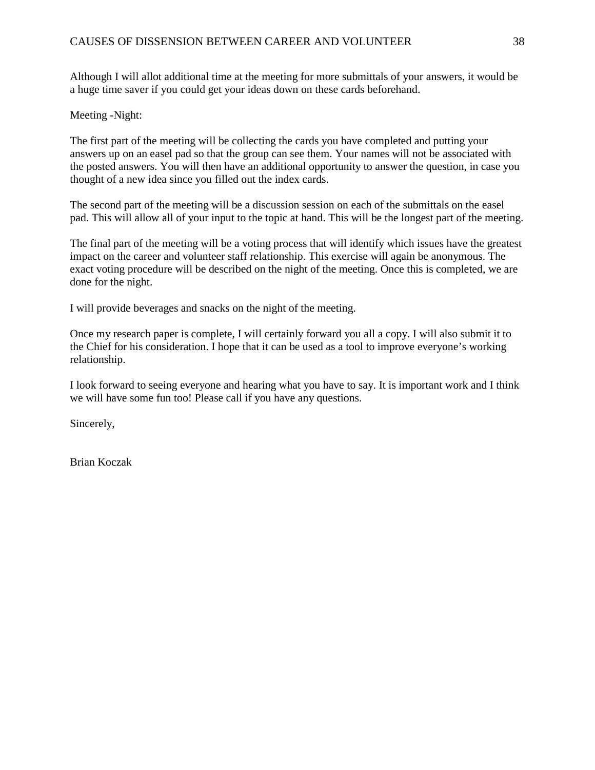Although I will allot additional time at the meeting for more submittals of your answers, it would be a huge time saver if you could get your ideas down on these cards beforehand.

Meeting -Night:

The first part of the meeting will be collecting the cards you have completed and putting your answers up on an easel pad so that the group can see them. Your names will not be associated with the posted answers. You will then have an additional opportunity to answer the question, in case you thought of a new idea since you filled out the index cards.

The second part of the meeting will be a discussion session on each of the submittals on the easel pad. This will allow all of your input to the topic at hand. This will be the longest part of the meeting.

The final part of the meeting will be a voting process that will identify which issues have the greatest impact on the career and volunteer staff relationship. This exercise will again be anonymous. The exact voting procedure will be described on the night of the meeting. Once this is completed, we are done for the night.

I will provide beverages and snacks on the night of the meeting.

Once my research paper is complete, I will certainly forward you all a copy. I will also submit it to the Chief for his consideration. I hope that it can be used as a tool to improve everyone's working relationship.

I look forward to seeing everyone and hearing what you have to say. It is important work and I think we will have some fun too! Please call if you have any questions.

Sincerely,

Brian Koczak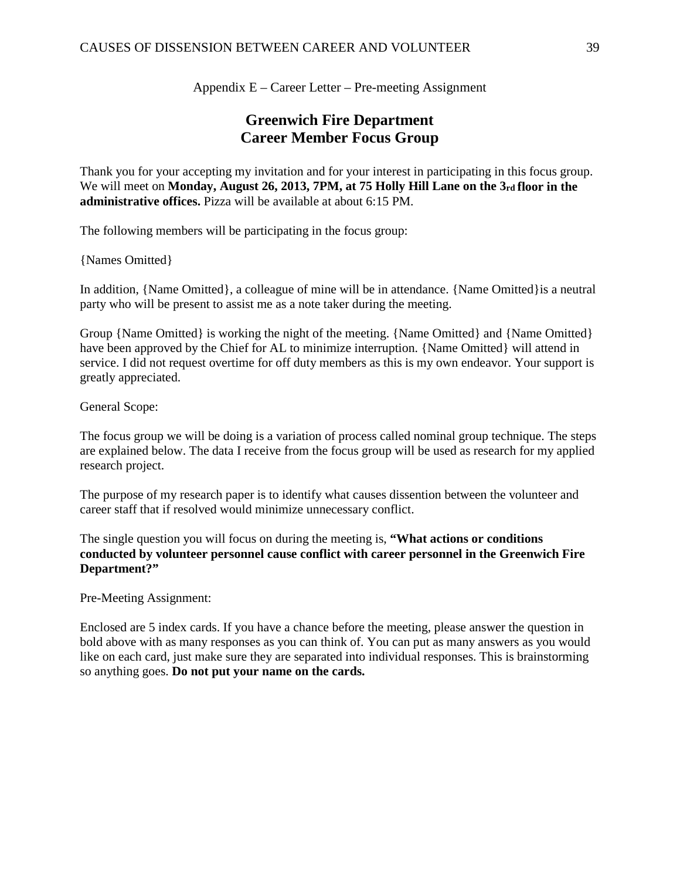Appendix E – Career Letter – Pre-meeting Assignment

# Greenwich Fire Department
# Career Member Focus Group

Thank you for your accepting my invitation and for your interest in participating in this focus group. We will meet on **Monday, August 26, 2013, 7PM, at 75 Holly Hill Lane on the 3rd floor in the administrative offices.** Pizza will be available at about 6:15 PM.

The following members will be participating in the focus group:

{Names Omitted}

In addition, {Name Omitted}, a colleague of mine will be in attendance. {Name Omitted}is a neutral party who will be present to assist me as a note taker during the meeting.

Group {Name Omitted} is working the night of the meeting. {Name Omitted} and {Name Omitted} have been approved by the Chief for AL to minimize interruption. {Name Omitted} will attend in service. I did not request overtime for off duty members as this is my own endeavor. Your support is greatly appreciated.

General Scope:

The focus group we will be doing is a variation of process called nominal group technique. The steps are explained below. The data I receive from the focus group will be used as research for my applied research project.

The purpose of my research paper is to identify what causes dissention between the volunteer and career staff that if resolved would minimize unnecessary conflict.

The single question you will focus on during the meeting is, **"What actions or conditions conducted by volunteer personnel cause conflict with career personnel in the Greenwich Fire Department?"**

Pre-Meeting Assignment:

Enclosed are 5 index cards. If you have a chance before the meeting, please answer the question in bold above with as many responses as you can think of. You can put as many answers as you would like on each card, just make sure they are separated into individual responses. This is brainstorming so anything goes. **Do not put your name on the cards.**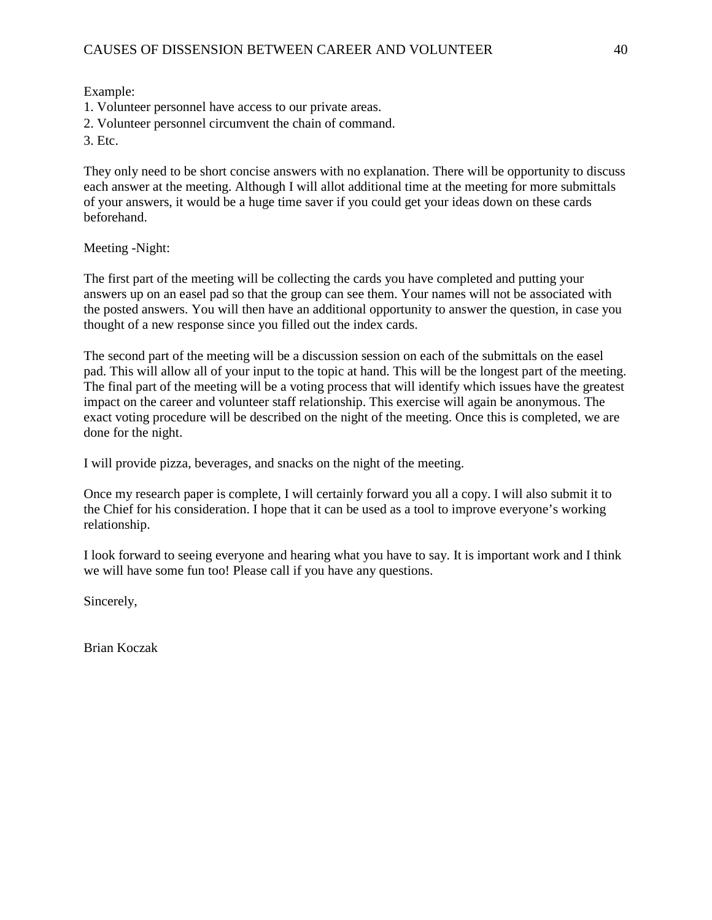Example:

1. Volunteer personnel have access to our private areas.
2. Volunteer personnel circumvent the chain of command.
3. Etc.

They only need to be short concise answers with no explanation. There will be opportunity to discuss each answer at the meeting. Although I will allot additional time at the meeting for more submittals of your answers, it would be a huge time saver if you could get your ideas down on these cards beforehand.

Meeting -Night:

The first part of the meeting will be collecting the cards you have completed and putting your answers up on an easel pad so that the group can see them. Your names will not be associated with the posted answers. You will then have an additional opportunity to answer the question, in case you thought of a new response since you filled out the index cards.

The second part of the meeting will be a discussion session on each of the submittals on the easel pad. This will allow all of your input to the topic at hand. This will be the longest part of the meeting. The final part of the meeting will be a voting process that will identify which issues have the greatest impact on the career and volunteer staff relationship. This exercise will again be anonymous. The exact voting procedure will be described on the night of the meeting. Once this is completed, we are done for the night.

I will provide pizza, beverages, and snacks on the night of the meeting.

Once my research paper is complete, I will certainly forward you all a copy. I will also submit it to the Chief for his consideration. I hope that it can be used as a tool to improve everyone's working relationship.

I look forward to seeing everyone and hearing what you have to say. It is important work and I think we will have some fun too! Please call if you have any questions.

Sincerely,

Brian Koczak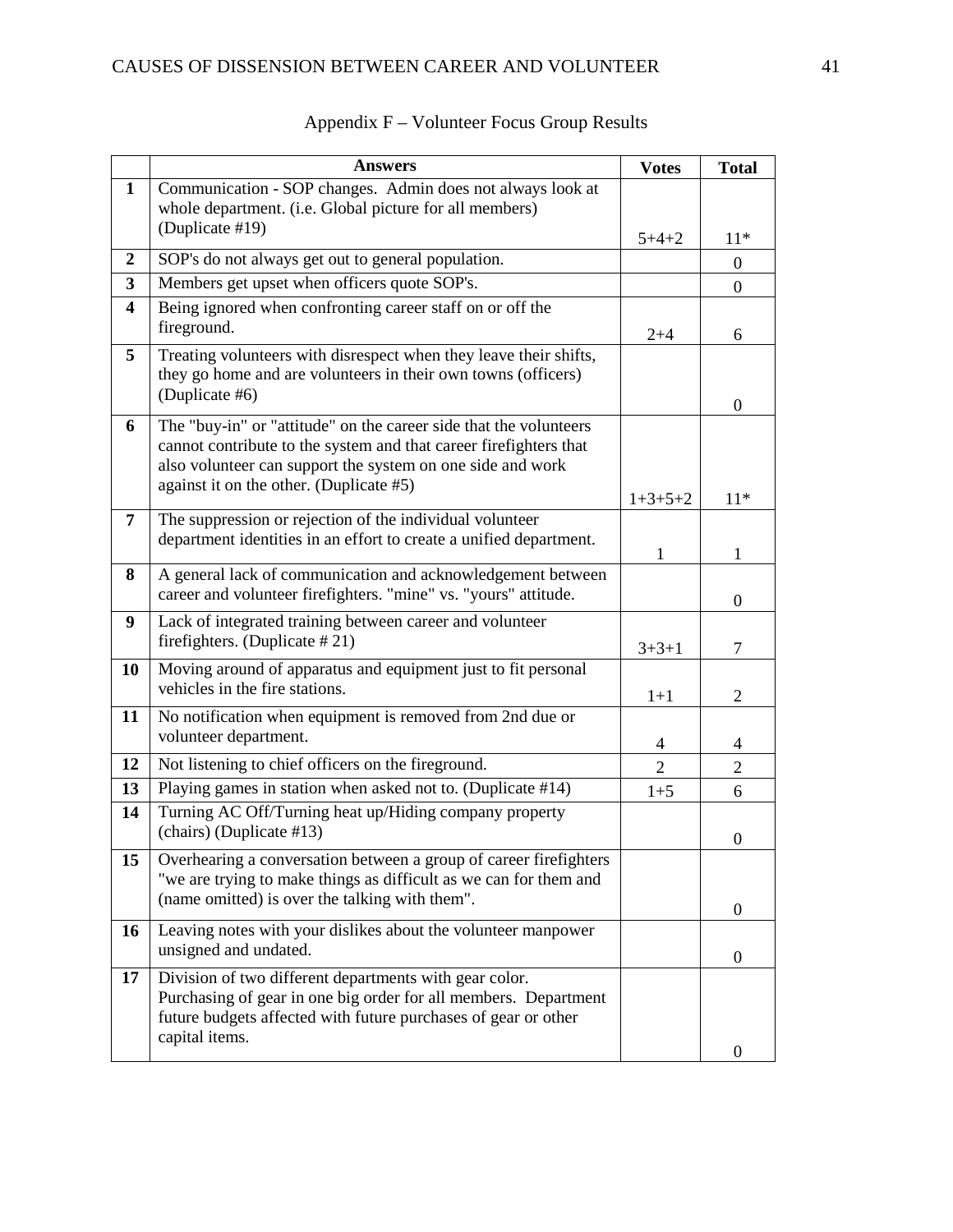## Appendix F – Volunteer Focus Group Results

| | Answers | Votes | Total |
|---|---|---|---|
| 1 | Communication - SOP changes. Admin does not always look at whole department. (i.e. Global picture for all members) (Duplicate #19) | 5+4+2 | 11* |
| 2 | SOP's do not always get out to general population. | | 0 |
| 3 | Members get upset when officers quote SOP's. | | 0 |
| 4 | Being ignored when confronting career staff on or off the fireground. | 2+4 | 6 |
| 5 | Treating volunteers with disrespect when they leave their shifts, they go home and are volunteers in their own towns (officers) (Duplicate #6) | | 0 |
| 6 | The "buy-in" or "attitude" on the career side that the volunteers cannot contribute to the system and that career firefighters that also volunteer can support the system on one side and work against it on the other. (Duplicate #5) | 1+3+5+2 | 11* |
| 7 | The suppression or rejection of the individual volunteer department identities in an effort to create a unified department. | 1 | 1 |
| 8 | A general lack of communication and acknowledgement between career and volunteer firefighters. "mine" vs. "yours" attitude. | | 0 |
| 9 | Lack of integrated training between career and volunteer firefighters. (Duplicate # 21) | 3+3+1 | 7 |
| 10 | Moving around of apparatus and equipment just to fit personal vehicles in the fire stations. | 1+1 | 2 |
| 11 | No notification when equipment is removed from 2nd due or volunteer department. | 4 | 4 |
| 12 | Not listening to chief officers on the fireground. | 2 | 2 |
| 13 | Playing games in station when asked not to. (Duplicate #14) | 1+5 | 6 |
| 14 | Turning AC Off/Turning heat up/Hiding company property (chairs) (Duplicate #13) | | 0 |
| 15 | Overhearing a conversation between a group of career firefighters "we are trying to make things as difficult as we can for them and (name omitted) is over the talking with them". | | 0 |
| 16 | Leaving notes with your dislikes about the volunteer manpower unsigned and undated. | | 0 |
| 17 | Division of two different departments with gear color. Purchasing of gear in one big order for all members. Department future budgets affected with future purchases of gear or other capital items. | | 0 |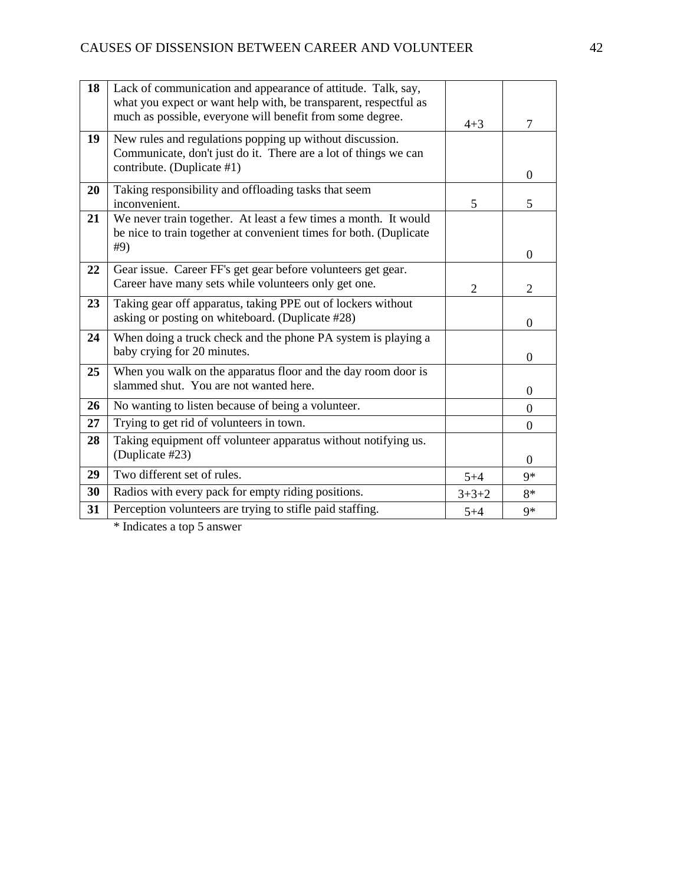| | | | |
|---|---|---|---|
| **18** | Lack of communication and appearance of attitude. Talk, say, what you expect or want help with, be transparent, respectful as much as possible, everyone will benefit from some degree. | 4+3 | 7 |
| **19** | New rules and regulations popping up without discussion. Communicate, don't just do it. There are a lot of things we can contribute. (Duplicate #1) | | 0 |
| **20** | Taking responsibility and offloading tasks that seem inconvenient. | 5 | 5 |
| **21** | We never train together. At least a few times a month. It would be nice to train together at convenient times for both. (Duplicate #9) | | 0 |
| **22** | Gear issue. Career FF's get gear before volunteers get gear. Career have many sets while volunteers only get one. | 2 | 2 |
| **23** | Taking gear off apparatus, taking PPE out of lockers without asking or posting on whiteboard. (Duplicate #28) | | 0 |
| **24** | When doing a truck check and the phone PA system is playing a baby crying for 20 minutes. | | 0 |
| **25** | When you walk on the apparatus floor and the day room door is slammed shut. You are not wanted here. | | 0 |
| **26** | No wanting to listen because of being a volunteer. | | 0 |
| **27** | Trying to get rid of volunteers in town. | | 0 |
| **28** | Taking equipment off volunteer apparatus without notifying us. (Duplicate #23) | | 0 |
| **29** | Two different set of rules. | 5+4 | 9* |
| **30** | Radios with every pack for empty riding positions. | 3+3+2 | 8* |
| **31** | Perception volunteers are trying to stifle paid staffing. | 5+4 | 9* |

* Indicates a top 5 answer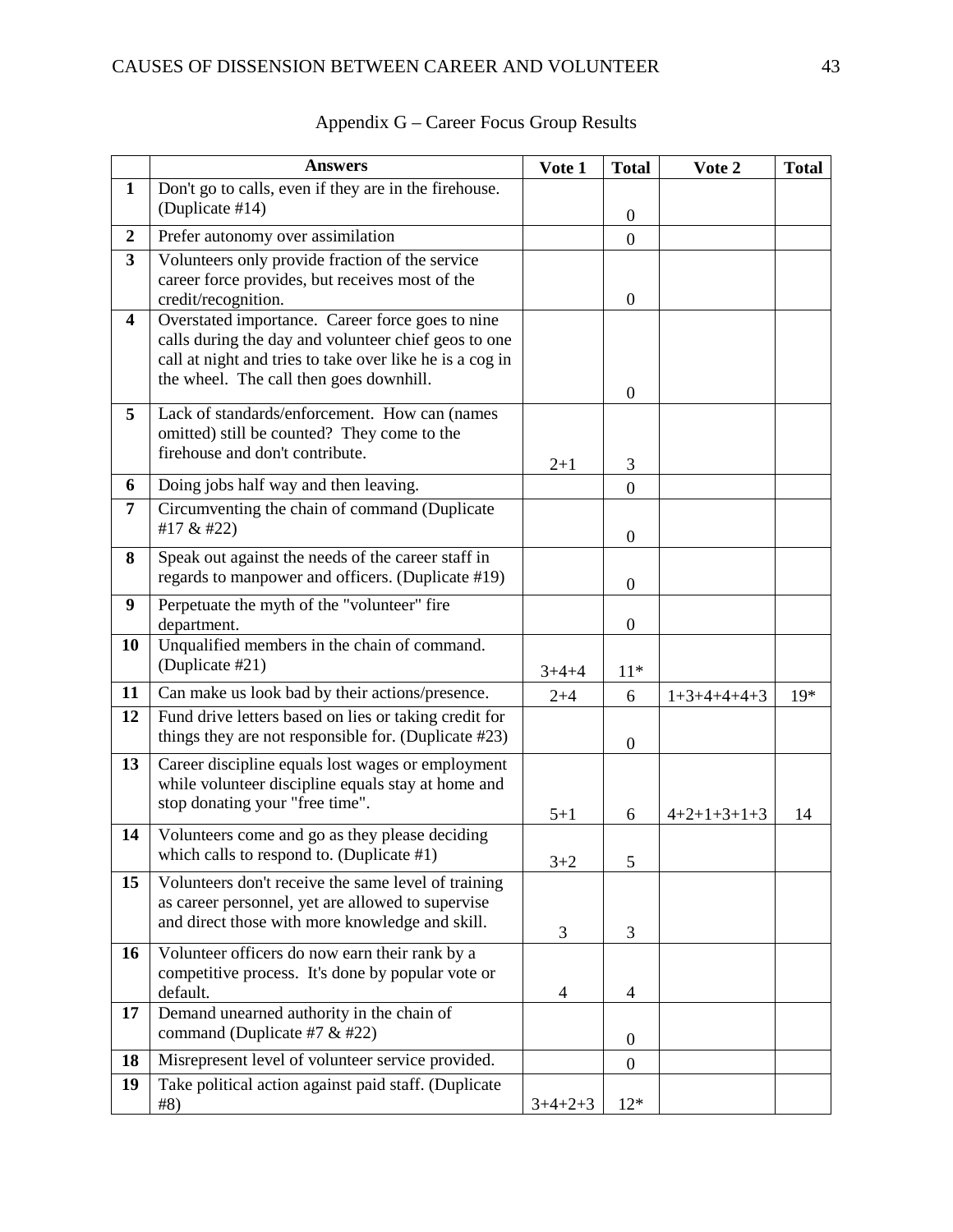Appendix G – Career Focus Group Results

| | Answers | Vote 1 | Total | Vote 2 | Total |
|---|---|---|---|---|---|
| 1 | Don't go to calls, even if they are in the firehouse. (Duplicate #14) | | 0 | | |
| 2 | Prefer autonomy over assimilation | | 0 | | |
| 3 | Volunteers only provide fraction of the service career force provides, but receives most of the credit/recognition. | | 0 | | |
| 4 | Overstated importance. Career force goes to nine calls during the day and volunteer chief geos to one call at night and tries to take over like he is a cog in the wheel. The call then goes downhill. | | 0 | | |
| 5 | Lack of standards/enforcement. How can (names omitted) still be counted? They come to the firehouse and don't contribute. | 2+1 | 3 | | |
| 6 | Doing jobs half way and then leaving. | | 0 | | |
| 7 | Circumventing the chain of command (Duplicate #17 & #22) | | 0 | | |
| 8 | Speak out against the needs of the career staff in regards to manpower and officers. (Duplicate #19) | | 0 | | |
| 9 | Perpetuate the myth of the "volunteer" fire department. | | 0 | | |
| 10 | Unqualified members in the chain of command. (Duplicate #21) | 3+4+4 | 11* | | |
| 11 | Can make us look bad by their actions/presence. | 2+4 | 6 | 1+3+4+4+4+3 | 19* |
| 12 | Fund drive letters based on lies or taking credit for things they are not responsible for. (Duplicate #23) | | 0 | | |
| 13 | Career discipline equals lost wages or employment while volunteer discipline equals stay at home and stop donating your "free time". | 5+1 | 6 | 4+2+1+3+1+3 | 14 |
| 14 | Volunteers come and go as they please deciding which calls to respond to. (Duplicate #1) | 3+2 | 5 | | |
| 15 | Volunteers don't receive the same level of training as career personnel, yet are allowed to supervise and direct those with more knowledge and skill. | 3 | 3 | | |
| 16 | Volunteer officers do now earn their rank by a competitive process. It's done by popular vote or default. | 4 | 4 | | |
| 17 | Demand unearned authority in the chain of command (Duplicate #7 & #22) | | 0 | | |
| 18 | Misrepresent level of volunteer service provided. | | 0 | | |
| 19 | Take political action against paid staff. (Duplicate #8) | 3+4+2+3 | 12* | | |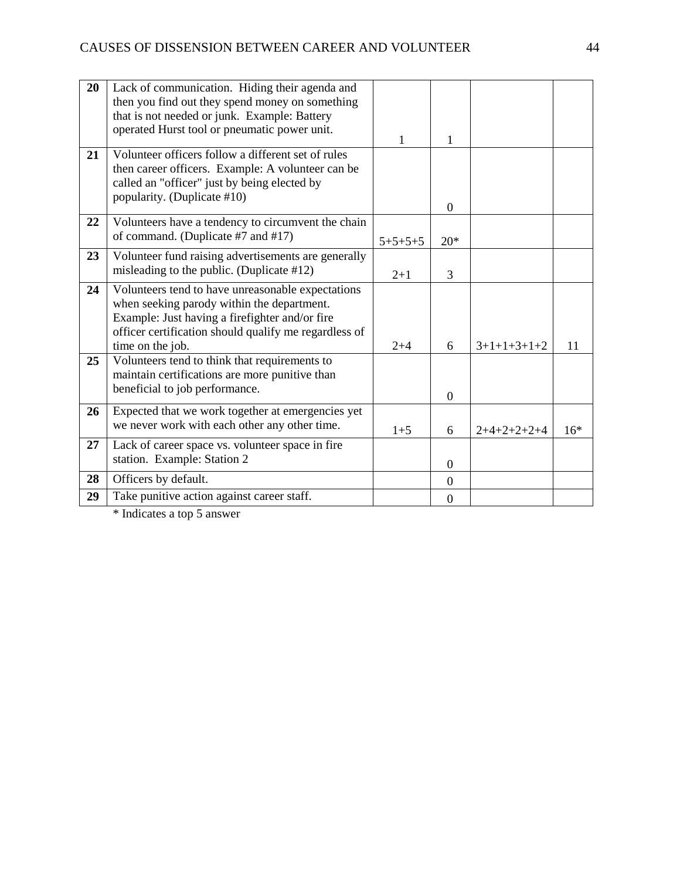| | | | | | |
|---|---|---|---|---|---|
| **20** | Lack of communication. Hiding their agenda and then you find out they spend money on something that is not needed or junk. Example: Battery operated Hurst tool or pneumatic power unit. | 1 | 1 | | |
| **21** | Volunteer officers follow a different set of rules then career officers. Example: A volunteer can be called an "officer" just by being elected by popularity. (Duplicate #10) | | 0 | | |
| **22** | Volunteers have a tendency to circumvent the chain of command. (Duplicate #7 and #17) | 5+5+5+5 | 20* | | |
| **23** | Volunteer fund raising advertisements are generally misleading to the public. (Duplicate #12) | 2+1 | 3 | | |
| **24** | Volunteers tend to have unreasonable expectations when seeking parody within the department. Example: Just having a firefighter and/or fire officer certification should qualify me regardless of time on the job. | 2+4 | 6 | 3+1+1+3+1+2 | 11 |
| **25** | Volunteers tend to think that requirements to maintain certifications are more punitive than beneficial to job performance. | | 0 | | |
| **26** | Expected that we work together at emergencies yet we never work with each other any other time. | 1+5 | 6 | 2+4+2+2+2+4 | 16* |
| **27** | Lack of career space vs. volunteer space in fire station. Example: Station 2 | | 0 | | |
| **28** | Officers by default. | | 0 | | |
| **29** | Take punitive action against career staff. | | 0 | | |

* Indicates a top 5 answer